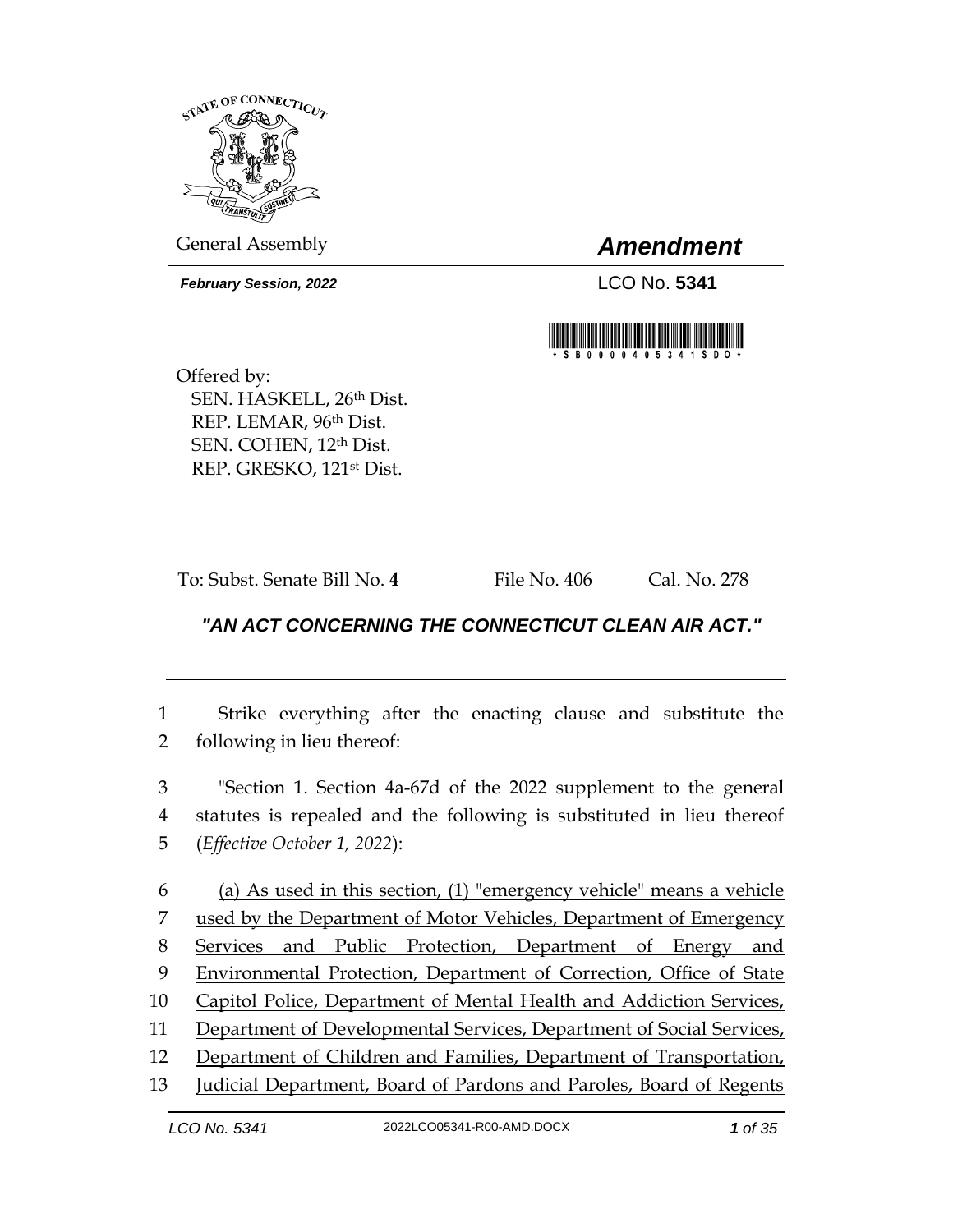General Assembly

# *Amendment*

***February Session, 2022***

LCO No. **5341**

\*SB00004005341SDO\*

Offered by:
SEN. HASKELL, 26th Dist.
REP. LEMAR, 96th Dist.
SEN. COHEN, 12th Dist.
REP. GRESKO, 121st Dist.

To: Subst. Senate Bill No. **4** File No. 406 Cal. No. 278

## ***"AN ACT CONCERNING THE CONNECTICUT CLEAN AIR ACT."***

1 Strike everything after the enacting clause and substitute the
2 following in lieu thereof:

3 "Section 1. Section 4a-67d of the 2022 supplement to the general
4 statutes is repealed and the following is substituted in lieu thereof
5 (*Effective October 1, 2022*):

6 <u>(a) As used in this section, (1) "emergency vehicle" means a vehicle</u>
7 <u>used by the Department of Motor Vehicles, Department of Emergency</u>
8 <u>Services and Public Protection, Department of Energy and</u>
9 <u>Environmental Protection, Department of Correction, Office of State</u>
10 <u>Capitol Police, Department of Mental Health and Addiction Services,</u>
11 <u>Department of Developmental Services, Department of Social Services,</u>
12 <u>Department of Children and Families, Department of Transportation,</u>
13 <u>Judicial Department, Board of Pardons and Paroles, Board of Regents</u>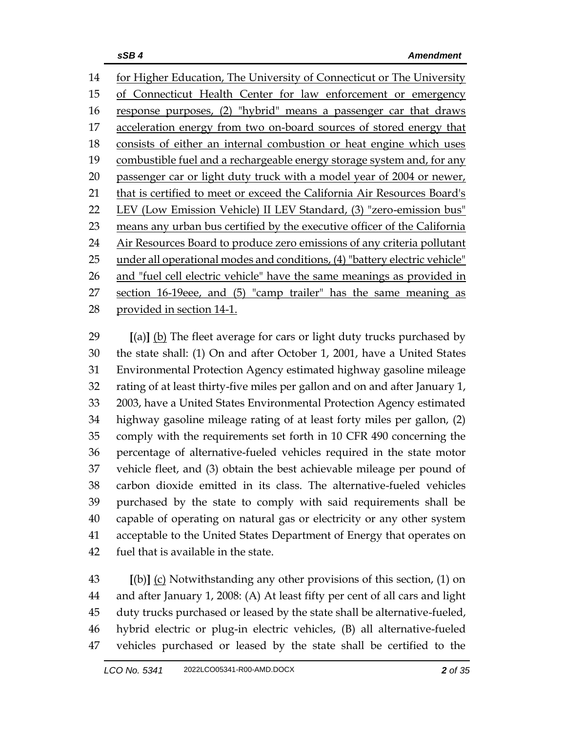<u>for Higher Education, The University of Connecticut or The University of Connecticut Health Center for law enforcement or emergency response purposes, (2) "hybrid" means a passenger car that draws acceleration energy from two on-board sources of stored energy that consists of either an internal combustion or heat engine which uses combustible fuel and a rechargeable energy storage system and, for any passenger car or light duty truck with a model year of 2004 or newer, that is certified to meet or exceed the California Air Resources Board's LEV (Low Emission Vehicle) II LEV Standard, (3) "zero-emission bus" means any urban bus certified by the executive officer of the California Air Resources Board to produce zero emissions of any criteria pollutant under all operational modes and conditions, (4) "battery electric vehicle" and "fuel cell electric vehicle" have the same meanings as provided in section 16-19eee, and (5) "camp trailer" has the same meaning as provided in section 14-1.</u>

**[**(a)**]** <u>(b)</u> The fleet average for cars or light duty trucks purchased by the state shall: (1) On and after October 1, 2001, have a United States Environmental Protection Agency estimated highway gasoline mileage rating of at least thirty-five miles per gallon and on and after January 1, 2003, have a United States Environmental Protection Agency estimated highway gasoline mileage rating of at least forty miles per gallon, (2) comply with the requirements set forth in 10 CFR 490 concerning the percentage of alternative-fueled vehicles required in the state motor vehicle fleet, and (3) obtain the best achievable mileage per pound of carbon dioxide emitted in its class. The alternative-fueled vehicles purchased by the state to comply with said requirements shall be capable of operating on natural gas or electricity or any other system acceptable to the United States Department of Energy that operates on fuel that is available in the state.

**[**(b)**]** <u>(c)</u> Notwithstanding any other provisions of this section, (1) on and after January 1, 2008: (A) At least fifty per cent of all cars and light duty trucks purchased or leased by the state shall be alternative-fueled, hybrid electric or plug-in electric vehicles, (B) all alternative-fueled vehicles purchased or leased by the state shall be certified to the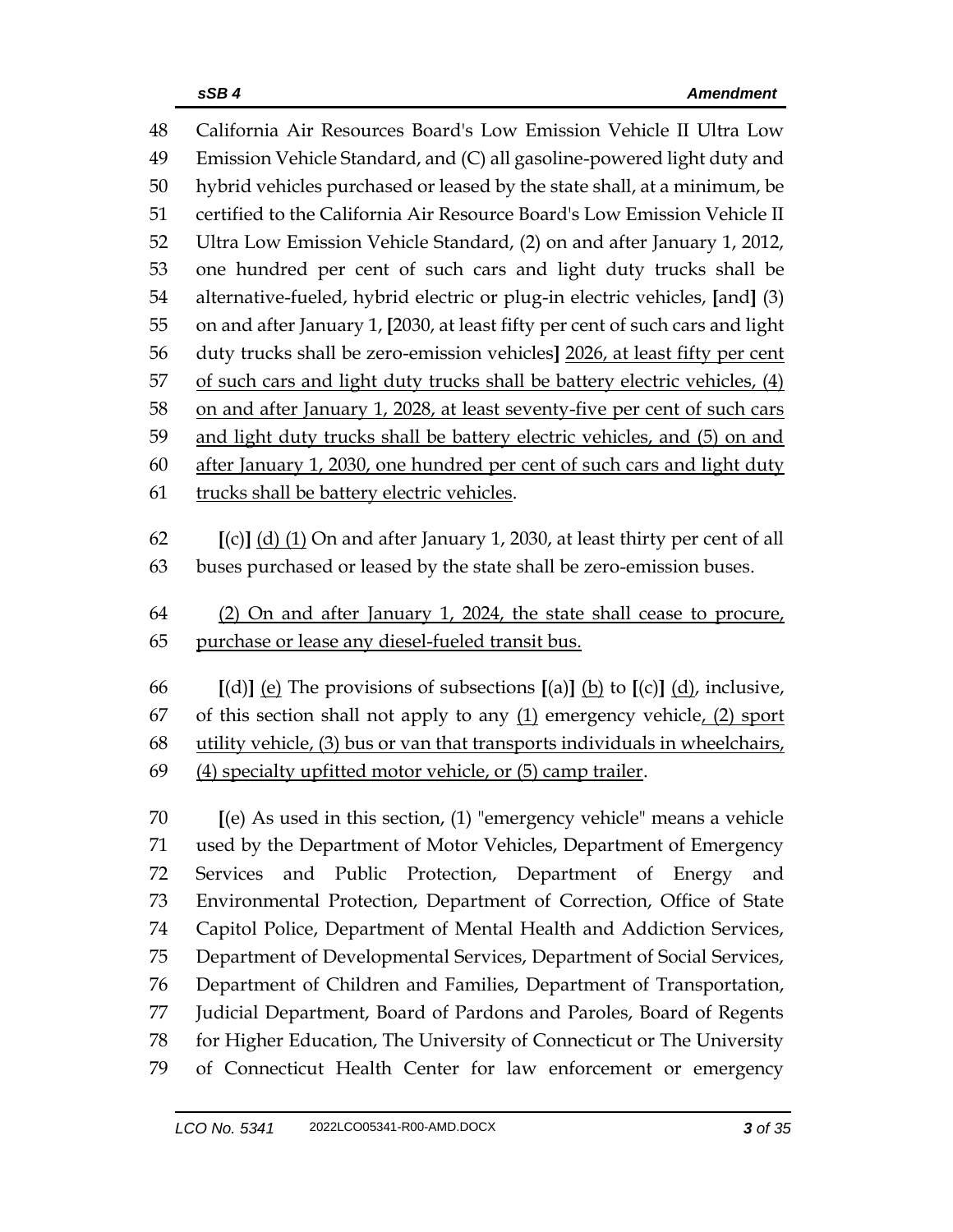California Air Resources Board's Low Emission Vehicle II Ultra Low Emission Vehicle Standard, and (C) all gasoline-powered light duty and hybrid vehicles purchased or leased by the state shall, at a minimum, be certified to the California Air Resource Board's Low Emission Vehicle II Ultra Low Emission Vehicle Standard, (2) on and after January 1, 2012, one hundred per cent of such cars and light duty trucks shall be alternative-fueled, hybrid electric or plug-in electric vehicles, [and] (3) on and after January 1, [2030, at least fifty per cent of such cars and light duty trucks shall be zero-emission vehicles] <u>2026, at least fifty per cent of such cars and light duty trucks shall be battery electric vehicles, (4) on and after January 1, 2028, at least seventy-five per cent of such cars and light duty trucks shall be battery electric vehicles, and (5) on and after January 1, 2030, one hundred per cent of such cars and light duty trucks shall be battery electric vehicles</u>.

[(c)] <u>(d) (1)</u> On and after January 1, 2030, at least thirty per cent of all buses purchased or leased by the state shall be zero-emission buses.

<u>(2) On and after January 1, 2024, the state shall cease to procure, purchase or lease any diesel-fueled transit bus.</u>

[(d)] <u>(e)</u> The provisions of subsections [(a)] <u>(b)</u> to [(c)] <u>(d)</u>, inclusive, of this section shall not apply to any <u>(1)</u> emergency vehicle<u>, (2) sport utility vehicle, (3) bus or van that transports individuals in wheelchairs, (4) specialty upfitted motor vehicle, or (5) camp trailer</u>.

[(e) As used in this section, (1) "emergency vehicle" means a vehicle used by the Department of Motor Vehicles, Department of Emergency Services and Public Protection, Department of Energy and Environmental Protection, Department of Correction, Office of State Capitol Police, Department of Mental Health and Addiction Services, Department of Developmental Services, Department of Social Services, Department of Children and Families, Department of Transportation, Judicial Department, Board of Pardons and Paroles, Board of Regents for Higher Education, The University of Connecticut or The University of Connecticut Health Center for law enforcement or emergency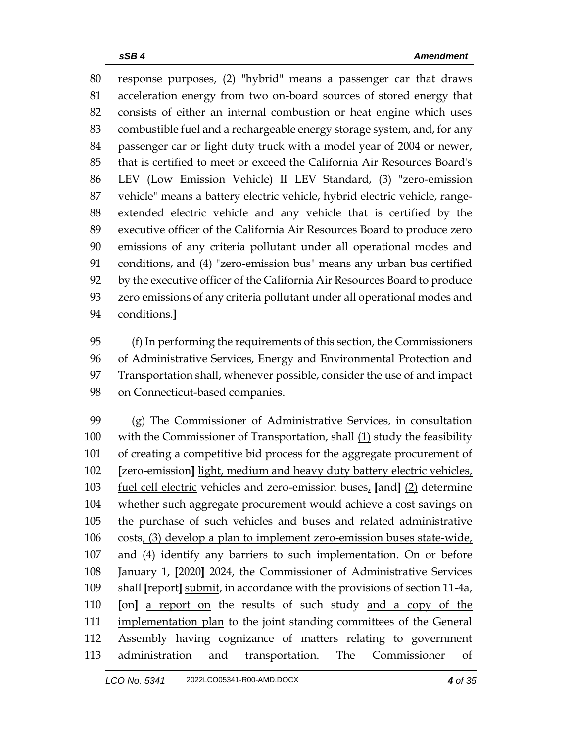response purposes, (2) "hybrid" means a passenger car that draws acceleration energy from two on-board sources of stored energy that consists of either an internal combustion or heat engine which uses combustible fuel and a rechargeable energy storage system, and, for any passenger car or light duty truck with a model year of 2004 or newer, that is certified to meet or exceed the California Air Resources Board's LEV (Low Emission Vehicle) II LEV Standard, (3) "zero-emission vehicle" means a battery electric vehicle, hybrid electric vehicle, range-extended electric vehicle and any vehicle that is certified by the executive officer of the California Air Resources Board to produce zero emissions of any criteria pollutant under all operational modes and conditions, and (4) "zero-emission bus" means any urban bus certified by the executive officer of the California Air Resources Board to produce zero emissions of any criteria pollutant under all operational modes and conditions.**]**

(f) In performing the requirements of this section, the Commissioners of Administrative Services, Energy and Environmental Protection and Transportation shall, whenever possible, consider the use of and impact on Connecticut-based companies.

(g) The Commissioner of Administrative Services, in consultation with the Commissioner of Transportation, shall <u>(1)</u> study the feasibility of creating a competitive bid process for the aggregate procurement of **[**zero-emission**]** <u>light, medium and heavy duty battery electric vehicles, fuel cell electric</u> vehicles and zero-emission buses<u>,</u> **[**and**]** <u>(2)</u> determine whether such aggregate procurement would achieve a cost savings on the purchase of such vehicles and buses and related administrative costs<u>, (3) develop a plan to implement zero-emission buses state-wide, and (4) identify any barriers to such implementation</u>. On or before January 1, **[**2020**]** <u>2024</u>, the Commissioner of Administrative Services shall **[**report**]** <u>submit</u>, in accordance with the provisions of section 11-4a, **[**on**]** <u>a report on</u> the results of such study <u>and a copy of the implementation plan</u> to the joint standing committees of the General Assembly having cognizance of matters relating to government administration and transportation. The Commissioner of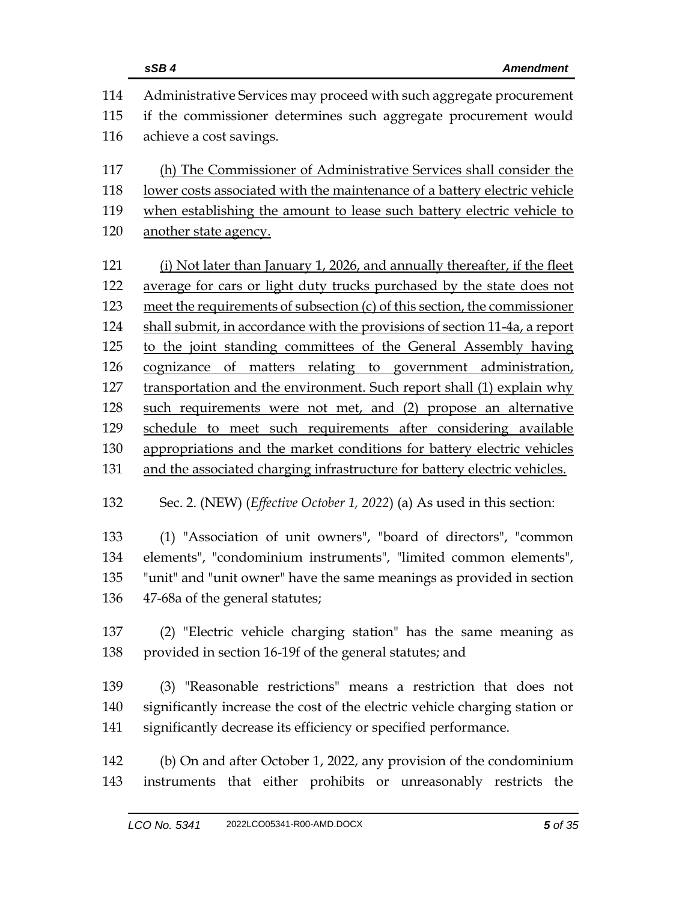114 Administrative Services may proceed with such aggregate procurement
115 if the commissioner determines such aggregate procurement would
116 achieve a cost savings.

117 <u>(h) The Commissioner of Administrative Services shall consider the</u>
118 <u>lower costs associated with the maintenance of a battery electric vehicle</u>
119 <u>when establishing the amount to lease such battery electric vehicle to</u>
120 <u>another state agency.</u>

121 <u>(i) Not later than January 1, 2026, and annually thereafter, if the fleet</u>
122 <u>average for cars or light duty trucks purchased by the state does not</u>
123 <u>meet the requirements of subsection (c) of this section, the commissioner</u>
124 <u>shall submit, in accordance with the provisions of section 11-4a, a report</u>
125 <u>to the joint standing committees of the General Assembly having</u>
126 <u>cognizance of matters relating to government administration,</u>
127 <u>transportation and the environment. Such report shall (1) explain why</u>
128 <u>such requirements were not met, and (2) propose an alternative</u>
129 <u>schedule to meet such requirements after considering available</u>
130 <u>appropriations and the market conditions for battery electric vehicles</u>
131 <u>and the associated charging infrastructure for battery electric vehicles.</u>

132 Sec. 2. (NEW) (*Effective October 1, 2022*) (a) As used in this section:

133 (1) "Association of unit owners", "board of directors", "common
134 elements", "condominium instruments", "limited common elements",
135 "unit" and "unit owner" have the same meanings as provided in section
136 47-68a of the general statutes;

137 (2) "Electric vehicle charging station" has the same meaning as
138 provided in section 16-19f of the general statutes; and

139 (3) "Reasonable restrictions" means a restriction that does not
140 significantly increase the cost of the electric vehicle charging station or
141 significantly decrease its efficiency or specified performance.

142 (b) On and after October 1, 2022, any provision of the condominium
143 instruments that either prohibits or unreasonably restricts the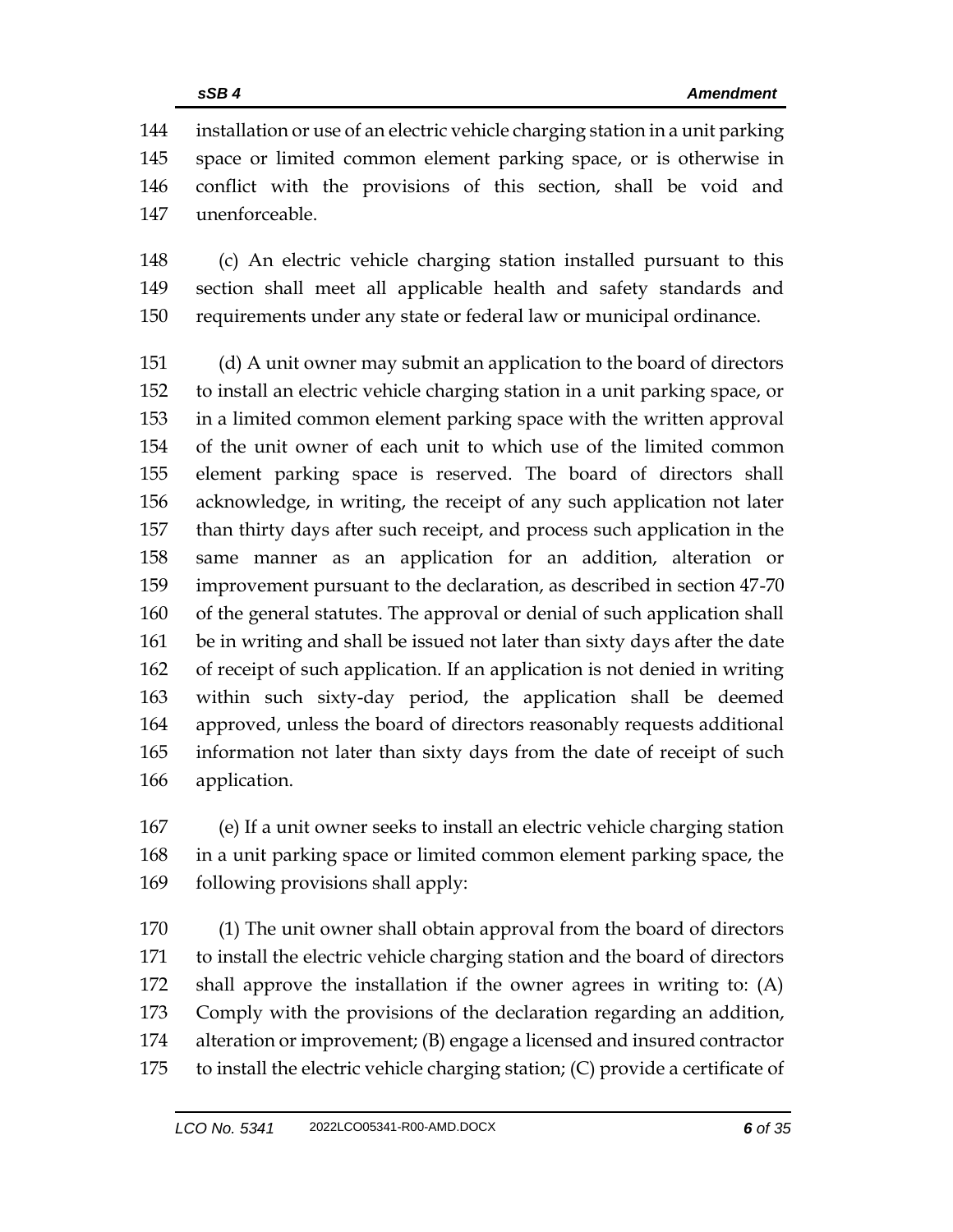installation or use of an electric vehicle charging station in a unit parking space or limited common element parking space, or is otherwise in conflict with the provisions of this section, shall be void and unenforceable.

(c) An electric vehicle charging station installed pursuant to this section shall meet all applicable health and safety standards and requirements under any state or federal law or municipal ordinance.

(d) A unit owner may submit an application to the board of directors to install an electric vehicle charging station in a unit parking space, or in a limited common element parking space with the written approval of the unit owner of each unit to which use of the limited common element parking space is reserved. The board of directors shall acknowledge, in writing, the receipt of any such application not later than thirty days after such receipt, and process such application in the same manner as an application for an addition, alteration or improvement pursuant to the declaration, as described in section 47-70 of the general statutes. The approval or denial of such application shall be in writing and shall be issued not later than sixty days after the date of receipt of such application. If an application is not denied in writing within such sixty-day period, the application shall be deemed approved, unless the board of directors reasonably requests additional information not later than sixty days from the date of receipt of such application.

(e) If a unit owner seeks to install an electric vehicle charging station in a unit parking space or limited common element parking space, the following provisions shall apply:

(1) The unit owner shall obtain approval from the board of directors to install the electric vehicle charging station and the board of directors shall approve the installation if the owner agrees in writing to: (A) Comply with the provisions of the declaration regarding an addition, alteration or improvement; (B) engage a licensed and insured contractor to install the electric vehicle charging station; (C) provide a certificate of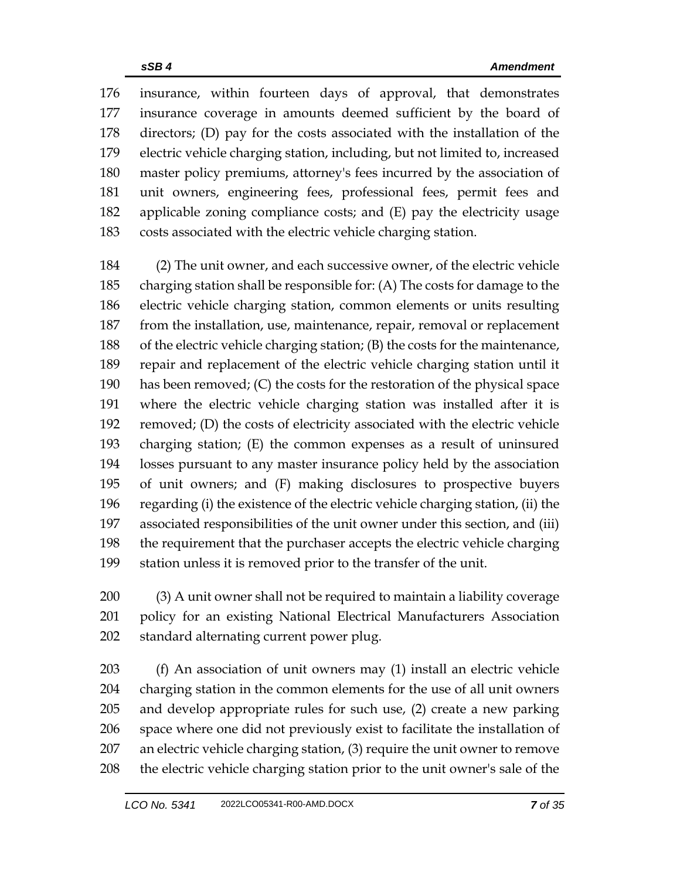insurance, within fourteen days of approval, that demonstrates insurance coverage in amounts deemed sufficient by the board of directors; (D) pay for the costs associated with the installation of the electric vehicle charging station, including, but not limited to, increased master policy premiums, attorney's fees incurred by the association of unit owners, engineering fees, professional fees, permit fees and applicable zoning compliance costs; and (E) pay the electricity usage costs associated with the electric vehicle charging station.

(2) The unit owner, and each successive owner, of the electric vehicle charging station shall be responsible for: (A) The costs for damage to the electric vehicle charging station, common elements or units resulting from the installation, use, maintenance, repair, removal or replacement of the electric vehicle charging station; (B) the costs for the maintenance, repair and replacement of the electric vehicle charging station until it has been removed; (C) the costs for the restoration of the physical space where the electric vehicle charging station was installed after it is removed; (D) the costs of electricity associated with the electric vehicle charging station; (E) the common expenses as a result of uninsured losses pursuant to any master insurance policy held by the association of unit owners; and (F) making disclosures to prospective buyers regarding (i) the existence of the electric vehicle charging station, (ii) the associated responsibilities of the unit owner under this section, and (iii) the requirement that the purchaser accepts the electric vehicle charging station unless it is removed prior to the transfer of the unit.

(3) A unit owner shall not be required to maintain a liability coverage policy for an existing National Electrical Manufacturers Association standard alternating current power plug.

(f) An association of unit owners may (1) install an electric vehicle charging station in the common elements for the use of all unit owners and develop appropriate rules for such use, (2) create a new parking space where one did not previously exist to facilitate the installation of an electric vehicle charging station, (3) require the unit owner to remove the electric vehicle charging station prior to the unit owner's sale of the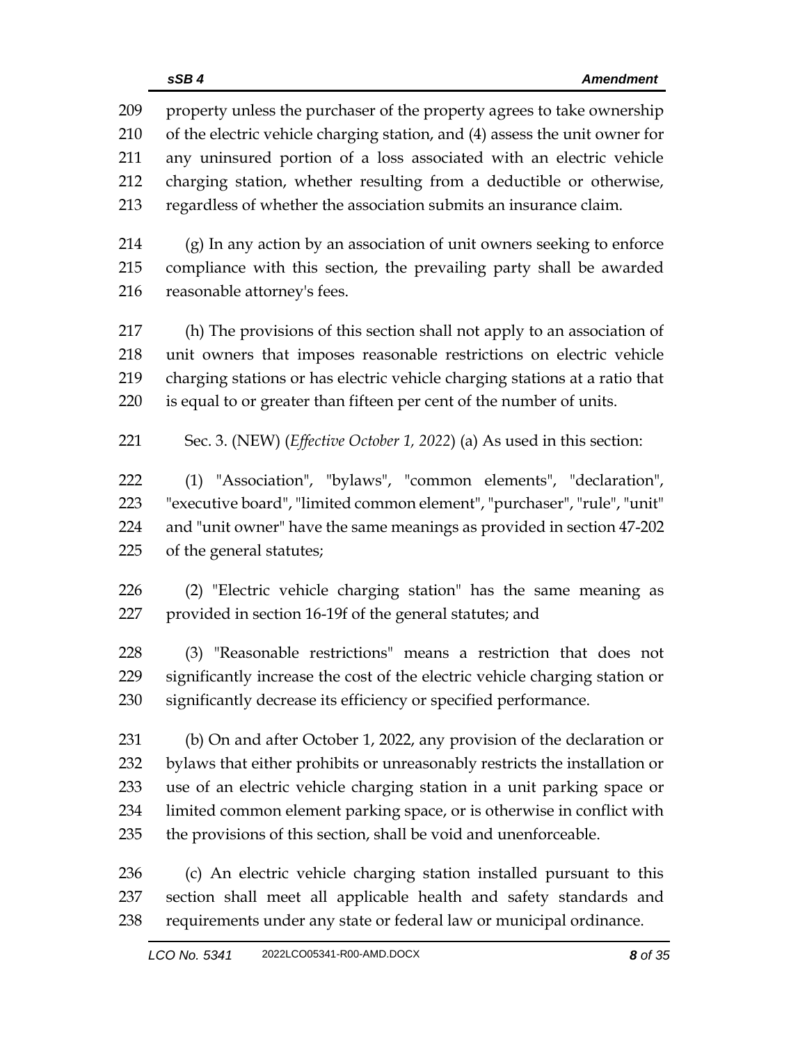property unless the purchaser of the property agrees to take ownership of the electric vehicle charging station, and (4) assess the unit owner for any uninsured portion of a loss associated with an electric vehicle charging station, whether resulting from a deductible or otherwise, regardless of whether the association submits an insurance claim.

(g) In any action by an association of unit owners seeking to enforce compliance with this section, the prevailing party shall be awarded reasonable attorney's fees.

(h) The provisions of this section shall not apply to an association of unit owners that imposes reasonable restrictions on electric vehicle charging stations or has electric vehicle charging stations at a ratio that is equal to or greater than fifteen per cent of the number of units.

Sec. 3. (NEW) (*Effective October 1, 2022*) (a) As used in this section:

(1) "Association", "bylaws", "common elements", "declaration", "executive board", "limited common element", "purchaser", "rule", "unit" and "unit owner" have the same meanings as provided in section 47-202 of the general statutes;

(2) "Electric vehicle charging station" has the same meaning as provided in section 16-19f of the general statutes; and

(3) "Reasonable restrictions" means a restriction that does not significantly increase the cost of the electric vehicle charging station or significantly decrease its efficiency or specified performance.

(b) On and after October 1, 2022, any provision of the declaration or bylaws that either prohibits or unreasonably restricts the installation or use of an electric vehicle charging station in a unit parking space or limited common element parking space, or is otherwise in conflict with the provisions of this section, shall be void and unenforceable.

(c) An electric vehicle charging station installed pursuant to this section shall meet all applicable health and safety standards and requirements under any state or federal law or municipal ordinance.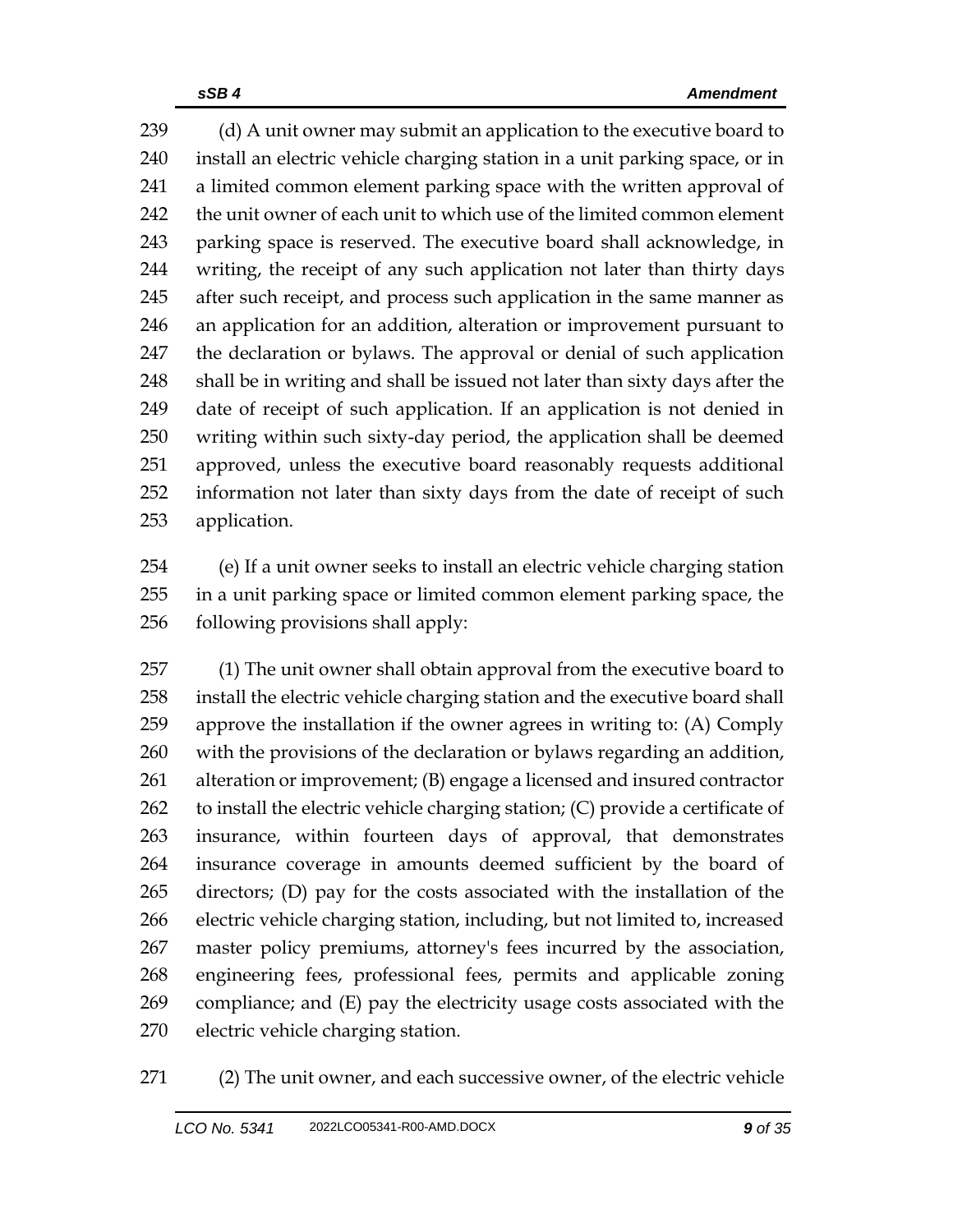(d) A unit owner may submit an application to the executive board to install an electric vehicle charging station in a unit parking space, or in a limited common element parking space with the written approval of the unit owner of each unit to which use of the limited common element parking space is reserved. The executive board shall acknowledge, in writing, the receipt of any such application not later than thirty days after such receipt, and process such application in the same manner as an application for an addition, alteration or improvement pursuant to the declaration or bylaws. The approval or denial of such application shall be in writing and shall be issued not later than sixty days after the date of receipt of such application. If an application is not denied in writing within such sixty-day period, the application shall be deemed approved, unless the executive board reasonably requests additional information not later than sixty days from the date of receipt of such application.

(e) If a unit owner seeks to install an electric vehicle charging station in a unit parking space or limited common element parking space, the following provisions shall apply:

(1) The unit owner shall obtain approval from the executive board to install the electric vehicle charging station and the executive board shall approve the installation if the owner agrees in writing to: (A) Comply with the provisions of the declaration or bylaws regarding an addition, alteration or improvement; (B) engage a licensed and insured contractor to install the electric vehicle charging station; (C) provide a certificate of insurance, within fourteen days of approval, that demonstrates insurance coverage in amounts deemed sufficient by the board of directors; (D) pay for the costs associated with the installation of the electric vehicle charging station, including, but not limited to, increased master policy premiums, attorney's fees incurred by the association, engineering fees, professional fees, permits and applicable zoning compliance; and (E) pay the electricity usage costs associated with the electric vehicle charging station.

(2) The unit owner, and each successive owner, of the electric vehicle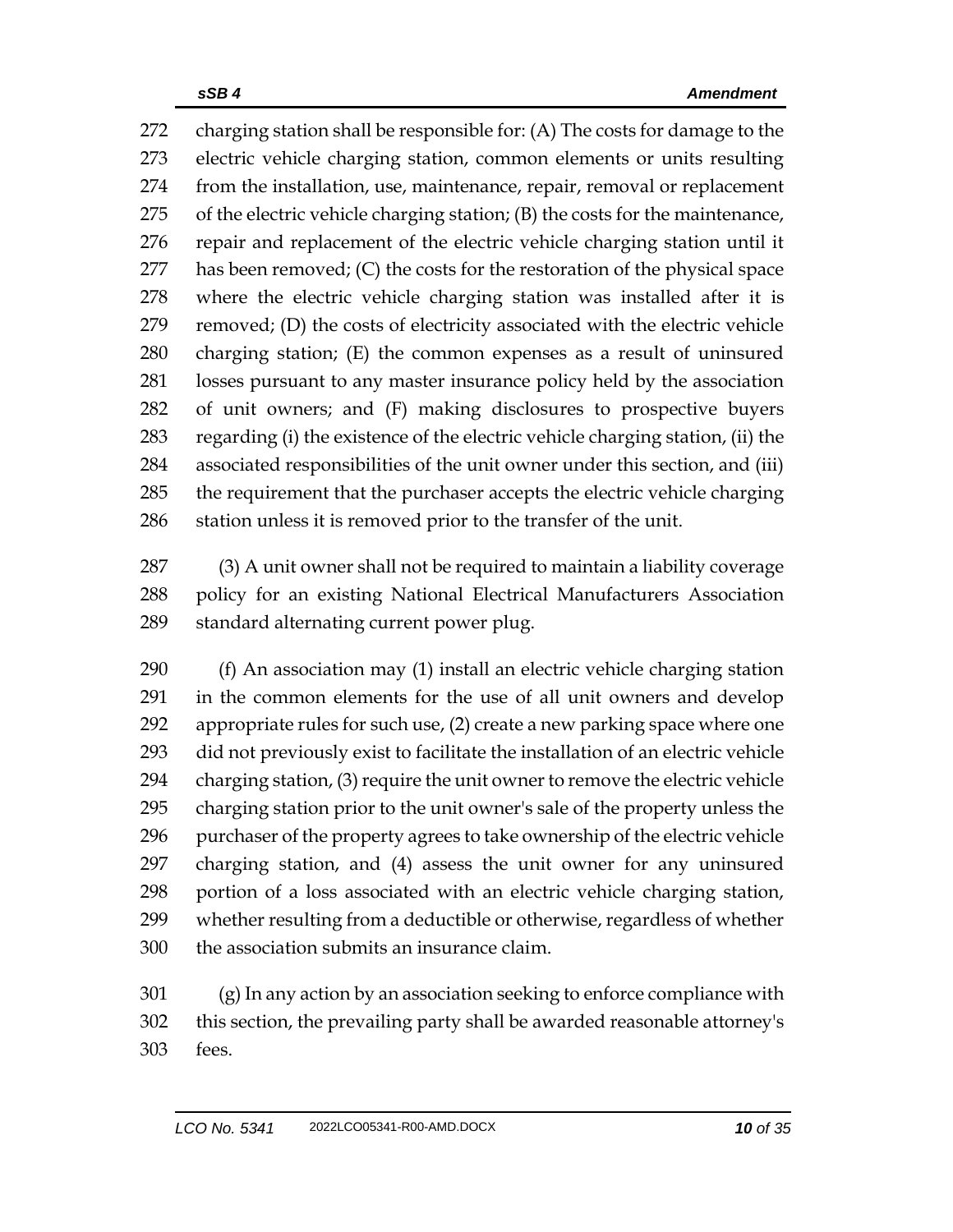charging station shall be responsible for: (A) The costs for damage to the electric vehicle charging station, common elements or units resulting from the installation, use, maintenance, repair, removal or replacement of the electric vehicle charging station; (B) the costs for the maintenance, repair and replacement of the electric vehicle charging station until it has been removed; (C) the costs for the restoration of the physical space where the electric vehicle charging station was installed after it is removed; (D) the costs of electricity associated with the electric vehicle charging station; (E) the common expenses as a result of uninsured losses pursuant to any master insurance policy held by the association of unit owners; and (F) making disclosures to prospective buyers regarding (i) the existence of the electric vehicle charging station, (ii) the associated responsibilities of the unit owner under this section, and (iii) the requirement that the purchaser accepts the electric vehicle charging station unless it is removed prior to the transfer of the unit.

(3) A unit owner shall not be required to maintain a liability coverage policy for an existing National Electrical Manufacturers Association standard alternating current power plug.

(f) An association may (1) install an electric vehicle charging station in the common elements for the use of all unit owners and develop appropriate rules for such use, (2) create a new parking space where one did not previously exist to facilitate the installation of an electric vehicle charging station, (3) require the unit owner to remove the electric vehicle charging station prior to the unit owner's sale of the property unless the purchaser of the property agrees to take ownership of the electric vehicle charging station, and (4) assess the unit owner for any uninsured portion of a loss associated with an electric vehicle charging station, whether resulting from a deductible or otherwise, regardless of whether the association submits an insurance claim.

(g) In any action by an association seeking to enforce compliance with this section, the prevailing party shall be awarded reasonable attorney's fees.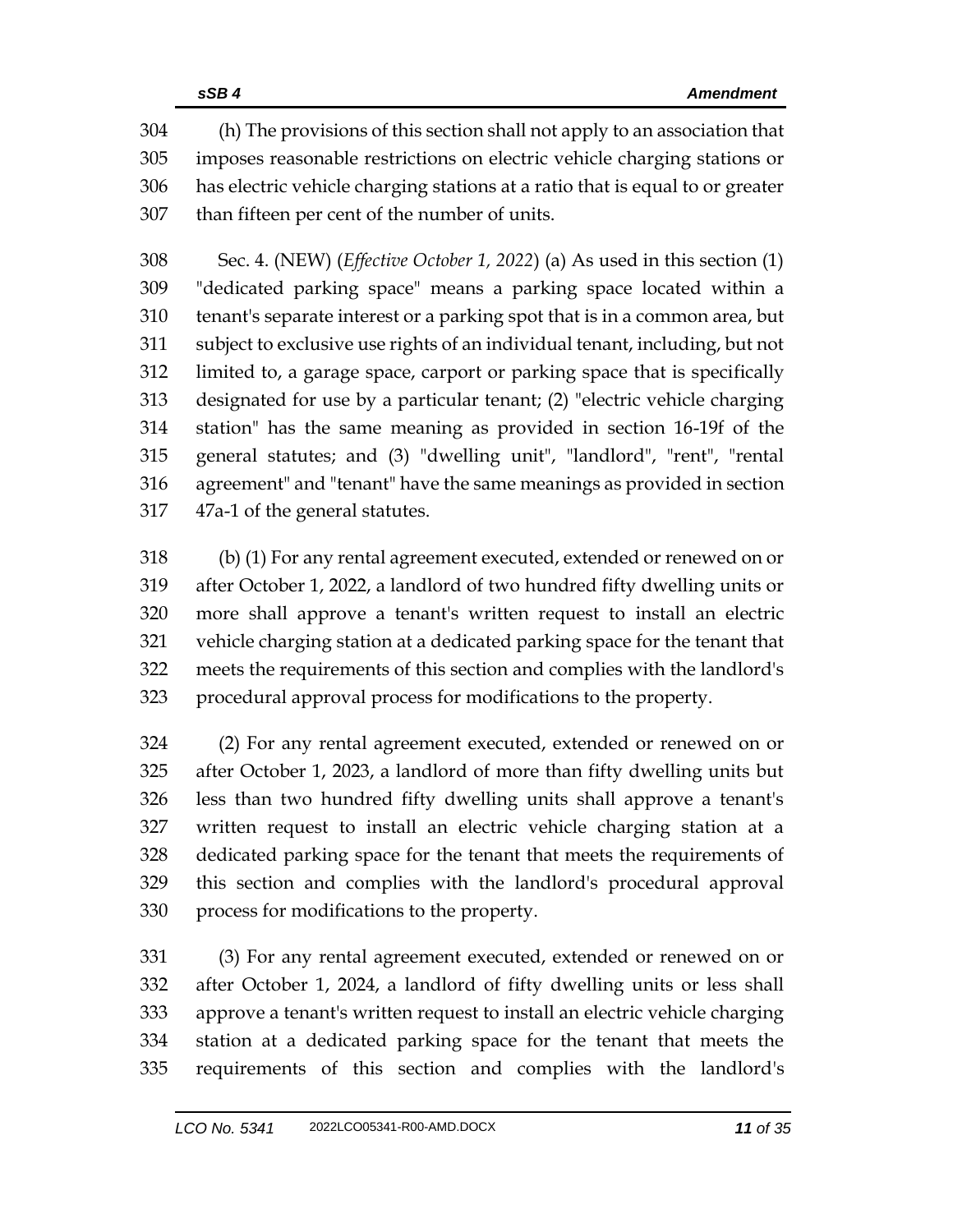(h) The provisions of this section shall not apply to an association that imposes reasonable restrictions on electric vehicle charging stations or has electric vehicle charging stations at a ratio that is equal to or greater than fifteen per cent of the number of units.

Sec. 4. (NEW) (*Effective October 1, 2022*) (a) As used in this section (1) "dedicated parking space" means a parking space located within a tenant's separate interest or a parking spot that is in a common area, but subject to exclusive use rights of an individual tenant, including, but not limited to, a garage space, carport or parking space that is specifically designated for use by a particular tenant; (2) "electric vehicle charging station" has the same meaning as provided in section 16-19f of the general statutes; and (3) "dwelling unit", "landlord", "rent", "rental agreement" and "tenant" have the same meanings as provided in section 47a-1 of the general statutes.

(b) (1) For any rental agreement executed, extended or renewed on or after October 1, 2022, a landlord of two hundred fifty dwelling units or more shall approve a tenant's written request to install an electric vehicle charging station at a dedicated parking space for the tenant that meets the requirements of this section and complies with the landlord's procedural approval process for modifications to the property.

(2) For any rental agreement executed, extended or renewed on or after October 1, 2023, a landlord of more than fifty dwelling units but less than two hundred fifty dwelling units shall approve a tenant's written request to install an electric vehicle charging station at a dedicated parking space for the tenant that meets the requirements of this section and complies with the landlord's procedural approval process for modifications to the property.

(3) For any rental agreement executed, extended or renewed on or after October 1, 2024, a landlord of fifty dwelling units or less shall approve a tenant's written request to install an electric vehicle charging station at a dedicated parking space for the tenant that meets the requirements of this section and complies with the landlord's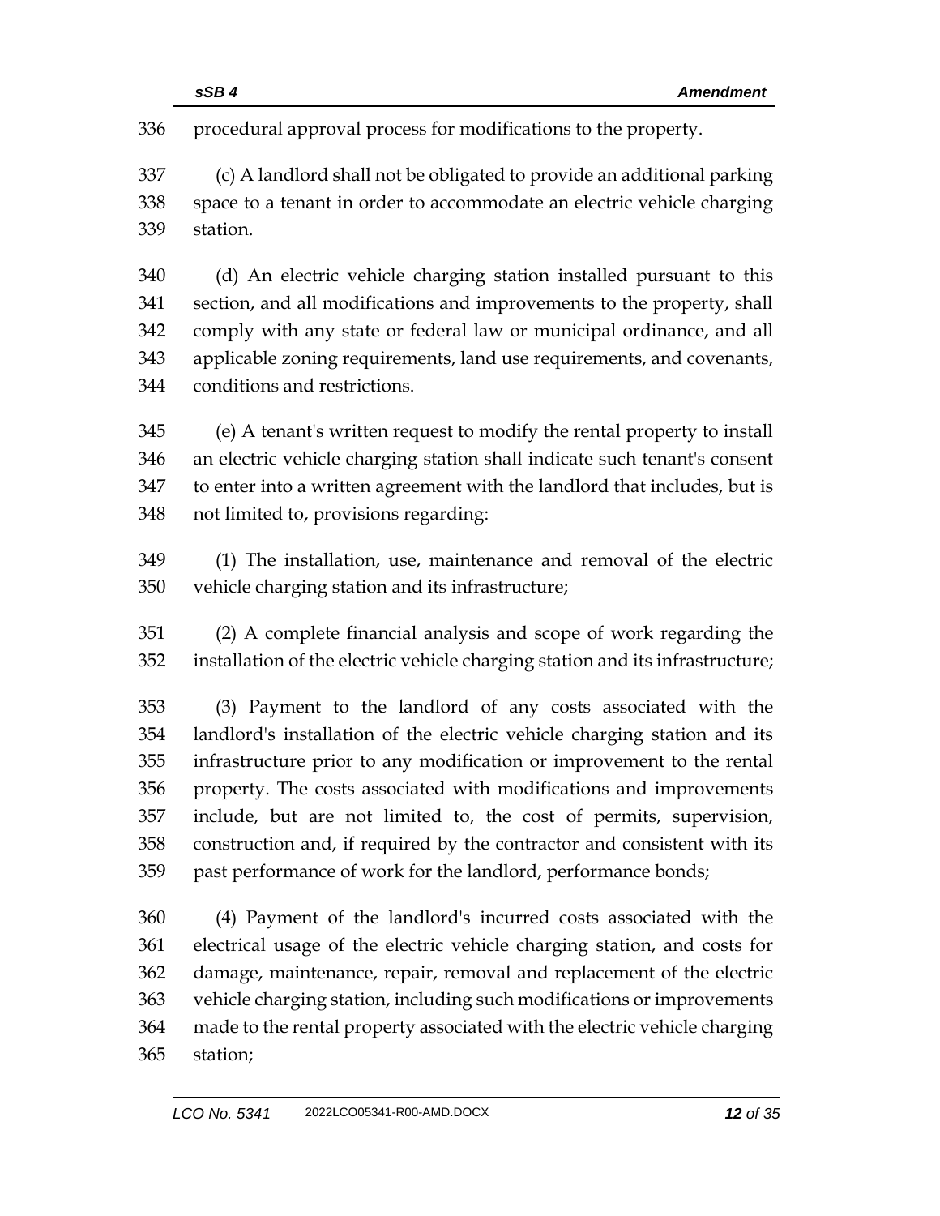procedural approval process for modifications to the property.

(c) A landlord shall not be obligated to provide an additional parking space to a tenant in order to accommodate an electric vehicle charging station.

(d) An electric vehicle charging station installed pursuant to this section, and all modifications and improvements to the property, shall comply with any state or federal law or municipal ordinance, and all applicable zoning requirements, land use requirements, and covenants, conditions and restrictions.

(e) A tenant's written request to modify the rental property to install an electric vehicle charging station shall indicate such tenant's consent to enter into a written agreement with the landlord that includes, but is not limited to, provisions regarding:

(1) The installation, use, maintenance and removal of the electric vehicle charging station and its infrastructure;

(2) A complete financial analysis and scope of work regarding the installation of the electric vehicle charging station and its infrastructure;

(3) Payment to the landlord of any costs associated with the landlord's installation of the electric vehicle charging station and its infrastructure prior to any modification or improvement to the rental property. The costs associated with modifications and improvements include, but are not limited to, the cost of permits, supervision, construction and, if required by the contractor and consistent with its past performance of work for the landlord, performance bonds;

(4) Payment of the landlord's incurred costs associated with the electrical usage of the electric vehicle charging station, and costs for damage, maintenance, repair, removal and replacement of the electric vehicle charging station, including such modifications or improvements made to the rental property associated with the electric vehicle charging station;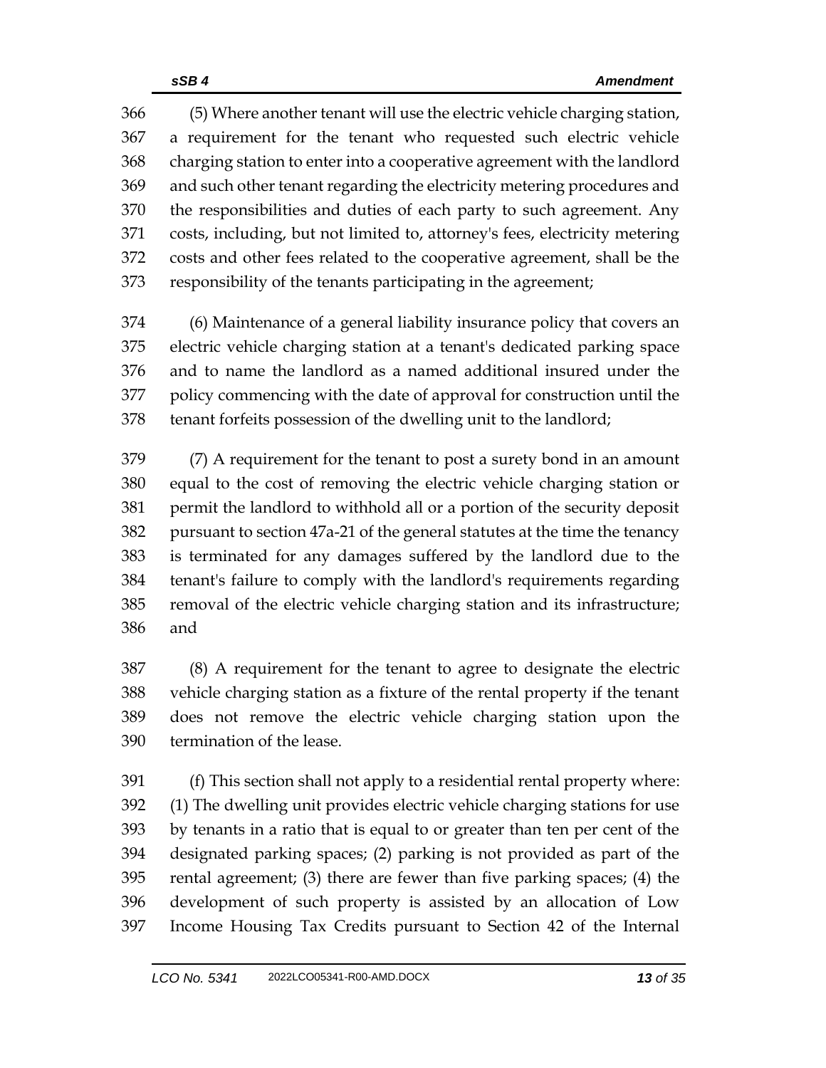(5) Where another tenant will use the electric vehicle charging station, a requirement for the tenant who requested such electric vehicle charging station to enter into a cooperative agreement with the landlord and such other tenant regarding the electricity metering procedures and the responsibilities and duties of each party to such agreement. Any costs, including, but not limited to, attorney's fees, electricity metering costs and other fees related to the cooperative agreement, shall be the responsibility of the tenants participating in the agreement;

(6) Maintenance of a general liability insurance policy that covers an electric vehicle charging station at a tenant's dedicated parking space and to name the landlord as a named additional insured under the policy commencing with the date of approval for construction until the tenant forfeits possession of the dwelling unit to the landlord;

(7) A requirement for the tenant to post a surety bond in an amount equal to the cost of removing the electric vehicle charging station or permit the landlord to withhold all or a portion of the security deposit pursuant to section 47a-21 of the general statutes at the time the tenancy is terminated for any damages suffered by the landlord due to the tenant's failure to comply with the landlord's requirements regarding removal of the electric vehicle charging station and its infrastructure; and

(8) A requirement for the tenant to agree to designate the electric vehicle charging station as a fixture of the rental property if the tenant does not remove the electric vehicle charging station upon the termination of the lease.

(f) This section shall not apply to a residential rental property where: (1) The dwelling unit provides electric vehicle charging stations for use by tenants in a ratio that is equal to or greater than ten per cent of the designated parking spaces; (2) parking is not provided as part of the rental agreement; (3) there are fewer than five parking spaces; (4) the development of such property is assisted by an allocation of Low Income Housing Tax Credits pursuant to Section 42 of the Internal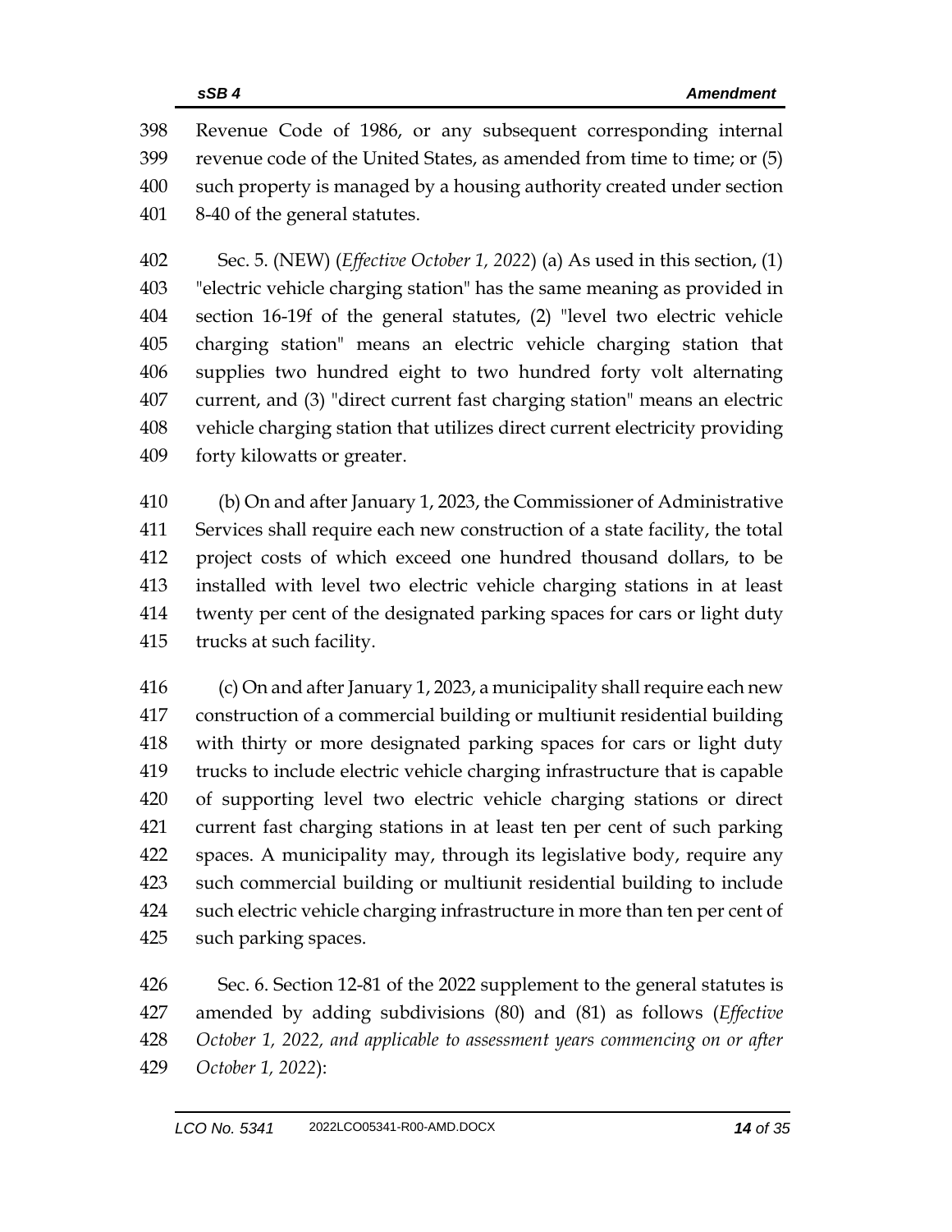Revenue Code of 1986, or any subsequent corresponding internal revenue code of the United States, as amended from time to time; or (5) such property is managed by a housing authority created under section 8-40 of the general statutes.

Sec. 5. (NEW) (*Effective October 1, 2022*) (a) As used in this section, (1) "electric vehicle charging station" has the same meaning as provided in section 16-19f of the general statutes, (2) "level two electric vehicle charging station" means an electric vehicle charging station that supplies two hundred eight to two hundred forty volt alternating current, and (3) "direct current fast charging station" means an electric vehicle charging station that utilizes direct current electricity providing forty kilowatts or greater.

(b) On and after January 1, 2023, the Commissioner of Administrative Services shall require each new construction of a state facility, the total project costs of which exceed one hundred thousand dollars, to be installed with level two electric vehicle charging stations in at least twenty per cent of the designated parking spaces for cars or light duty trucks at such facility.

(c) On and after January 1, 2023, a municipality shall require each new construction of a commercial building or multiunit residential building with thirty or more designated parking spaces for cars or light duty trucks to include electric vehicle charging infrastructure that is capable of supporting level two electric vehicle charging stations or direct current fast charging stations in at least ten per cent of such parking spaces. A municipality may, through its legislative body, require any such commercial building or multiunit residential building to include such electric vehicle charging infrastructure in more than ten per cent of such parking spaces.

Sec. 6. Section 12-81 of the 2022 supplement to the general statutes is amended by adding subdivisions (80) and (81) as follows (*Effective October 1, 2022, and applicable to assessment years commencing on or after October 1, 2022*):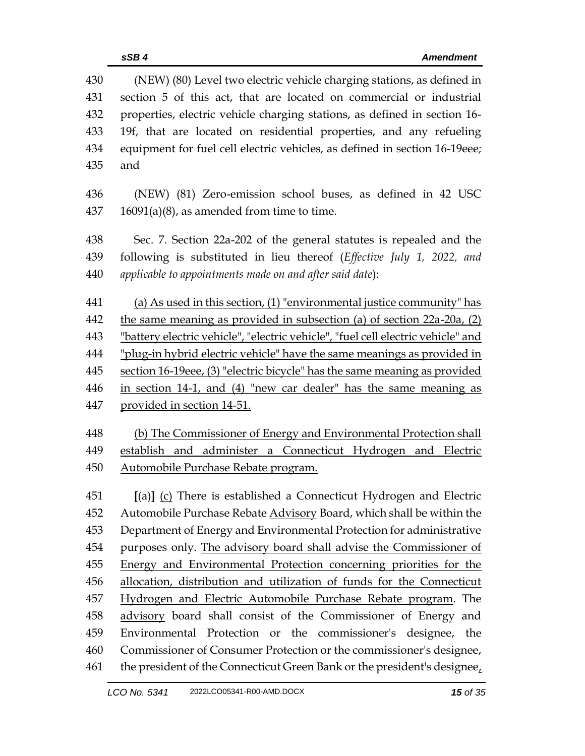(NEW) (80) Level two electric vehicle charging stations, as defined in section 5 of this act, that are located on commercial or industrial properties, electric vehicle charging stations, as defined in section 16-19f, that are located on residential properties, and any refueling equipment for fuel cell electric vehicles, as defined in section 16-19eee; and

(NEW) (81) Zero-emission school buses, as defined in 42 USC 16091(a)(8), as amended from time to time.

Sec. 7. Section 22a-202 of the general statutes is repealed and the following is substituted in lieu thereof (*Effective July 1, 2022, and applicable to appointments made on and after said date*):

<u>(a) As used in this section, (1) "environmental justice community" has the same meaning as provided in subsection (a) of section 22a-20a, (2) "battery electric vehicle", "electric vehicle", "fuel cell electric vehicle" and "plug-in hybrid electric vehicle" have the same meanings as provided in section 16-19eee, (3) "electric bicycle" has the same meaning as provided in section 14-1, and (4) "new car dealer" has the same meaning as provided in section 14-51.</u>

<u>(b) The Commissioner of Energy and Environmental Protection shall establish and administer a Connecticut Hydrogen and Electric Automobile Purchase Rebate program.</u>

**[**(a)**]** <u>(c)</u> There is established a Connecticut Hydrogen and Electric Automobile Purchase Rebate <u>Advisory</u> Board, which shall be within the Department of Energy and Environmental Protection for administrative purposes only. <u>The advisory board shall advise the Commissioner of Energy and Environmental Protection concerning priorities for the allocation, distribution and utilization of funds for the Connecticut Hydrogen and Electric Automobile Purchase Rebate program</u>. The <u>advisory</u> board shall consist of the Commissioner of Energy and Environmental Protection or the commissioner's designee, the Commissioner of Consumer Protection or the commissioner's designee, the president of the Connecticut Green Bank or the president's designee<u>,</u>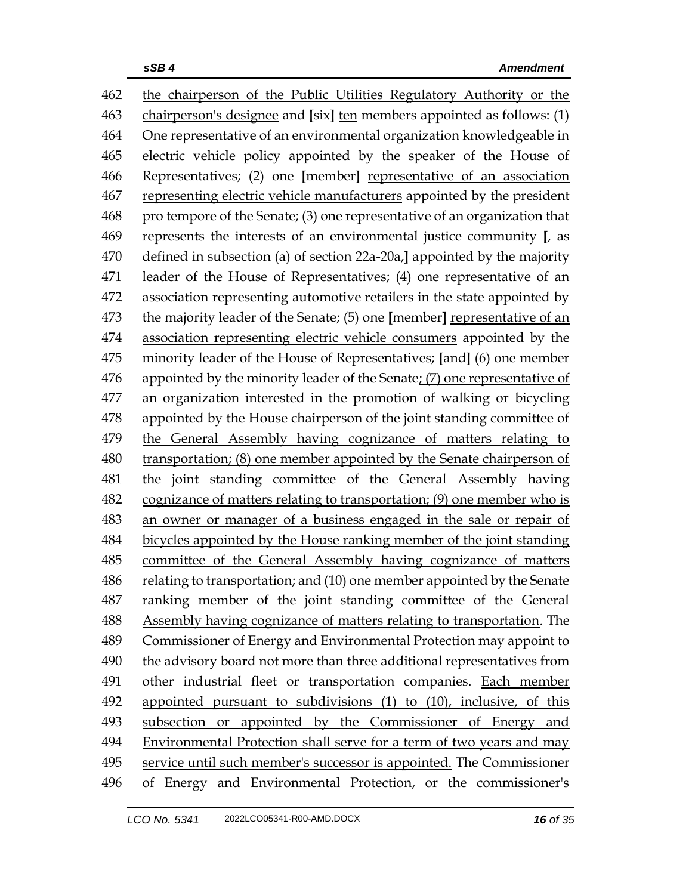462 the chairperson of the Public Utilities Regulatory Authority or the
463 chairperson's designee and [six] ten members appointed as follows: (1)
464 One representative of an environmental organization knowledgeable in
465 electric vehicle policy appointed by the speaker of the House of
466 Representatives; (2) one [member] representative of an association
467 representing electric vehicle manufacturers appointed by the president
468 pro tempore of the Senate; (3) one representative of an organization that
469 represents the interests of an environmental justice community [, as
470 defined in subsection (a) of section 22a-20a,] appointed by the majority
471 leader of the House of Representatives; (4) one representative of an
472 association representing automotive retailers in the state appointed by
473 the majority leader of the Senate; (5) one [member] representative of an
474 association representing electric vehicle consumers appointed by the
475 minority leader of the House of Representatives; [and] (6) one member
476 appointed by the minority leader of the Senate; (7) one representative of
477 an organization interested in the promotion of walking or bicycling
478 appointed by the House chairperson of the joint standing committee of
479 the General Assembly having cognizance of matters relating to
480 transportation; (8) one member appointed by the Senate chairperson of
481 the joint standing committee of the General Assembly having
482 cognizance of matters relating to transportation; (9) one member who is
483 an owner or manager of a business engaged in the sale or repair of
484 bicycles appointed by the House ranking member of the joint standing
485 committee of the General Assembly having cognizance of matters
486 relating to transportation; and (10) one member appointed by the Senate
487 ranking member of the joint standing committee of the General
488 Assembly having cognizance of matters relating to transportation. The
489 Commissioner of Energy and Environmental Protection may appoint to
490 the advisory board not more than three additional representatives from
491 other industrial fleet or transportation companies. Each member
492 appointed pursuant to subdivisions (1) to (10), inclusive, of this
493 subsection or appointed by the Commissioner of Energy and
494 Environmental Protection shall serve for a term of two years and may
495 service until such member's successor is appointed. The Commissioner
496 of Energy and Environmental Protection, or the commissioner's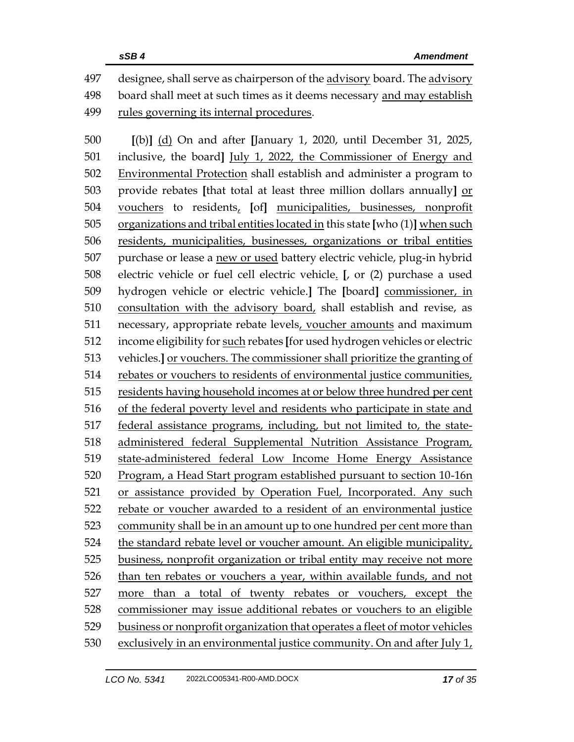497 designee, shall serve as chairperson of the <u>advisory</u> board. The <u>advisory</u>
498 board shall meet at such times as it deems necessary <u>and may establish</u>
499 <u>rules governing its internal procedures</u>.

500 **[**(b)**]** <u>(d)</u> On and after **[**January 1, 2020, until December 31, 2025,
501 inclusive, the board**]** <u>July 1, 2022, the Commissioner of Energy and</u>
502 <u>Environmental Protection</u> shall establish and administer a program to
503 provide rebates **[**that total at least three million dollars annually**]** <u>or</u>
504 <u>vouchers</u> to residents<u>,</u> **[**of**]** <u>municipalities, businesses, nonprofit</u>
505 <u>organizations and tribal entities located in</u> this state **[**who (1)**]** <u>when such</u>
506 <u>residents, municipalities, businesses, organizations or tribal entities</u>
507 purchase or lease a <u>new or used</u> battery electric vehicle, plug-in hybrid
508 electric vehicle or fuel cell electric vehicle<u>.</u> **[**, or (2) purchase a used
509 hydrogen vehicle or electric vehicle.**]** The **[**board**]** <u>commissioner, in</u>
510 <u>consultation with the advisory board,</u> shall establish and revise, as
511 necessary, appropriate rebate levels<u>, voucher amounts</u> and maximum
512 income eligibility for <u>such</u> rebates **[**for used hydrogen vehicles or electric
513 vehicles.**]** <u>or vouchers. The commissioner shall prioritize the granting of</u>
514 <u>rebates or vouchers to residents of environmental justice communities,</u>
515 <u>residents having household incomes at or below three hundred per cent</u>
516 <u>of the federal poverty level and residents who participate in state and</u>
517 <u>federal assistance programs, including, but not limited to, the state-</u>
518 <u>administered federal Supplemental Nutrition Assistance Program,</u>
519 <u>state-administered federal Low Income Home Energy Assistance</u>
520 <u>Program, a Head Start program established pursuant to section 10-16n</u>
521 <u>or assistance provided by Operation Fuel, Incorporated. Any such</u>
522 <u>rebate or voucher awarded to a resident of an environmental justice</u>
523 <u>community shall be in an amount up to one hundred per cent more than</u>
524 <u>the standard rebate level or voucher amount. An eligible municipality,</u>
525 <u>business, nonprofit organization or tribal entity may receive not more</u>
526 <u>than ten rebates or vouchers a year, within available funds, and not</u>
527 <u>more than a total of twenty rebates or vouchers, except the</u>
528 <u>commissioner may issue additional rebates or vouchers to an eligible</u>
529 <u>business or nonprofit organization that operates a fleet of motor vehicles</u>
530 <u>exclusively in an environmental justice community. On and after July 1,</u>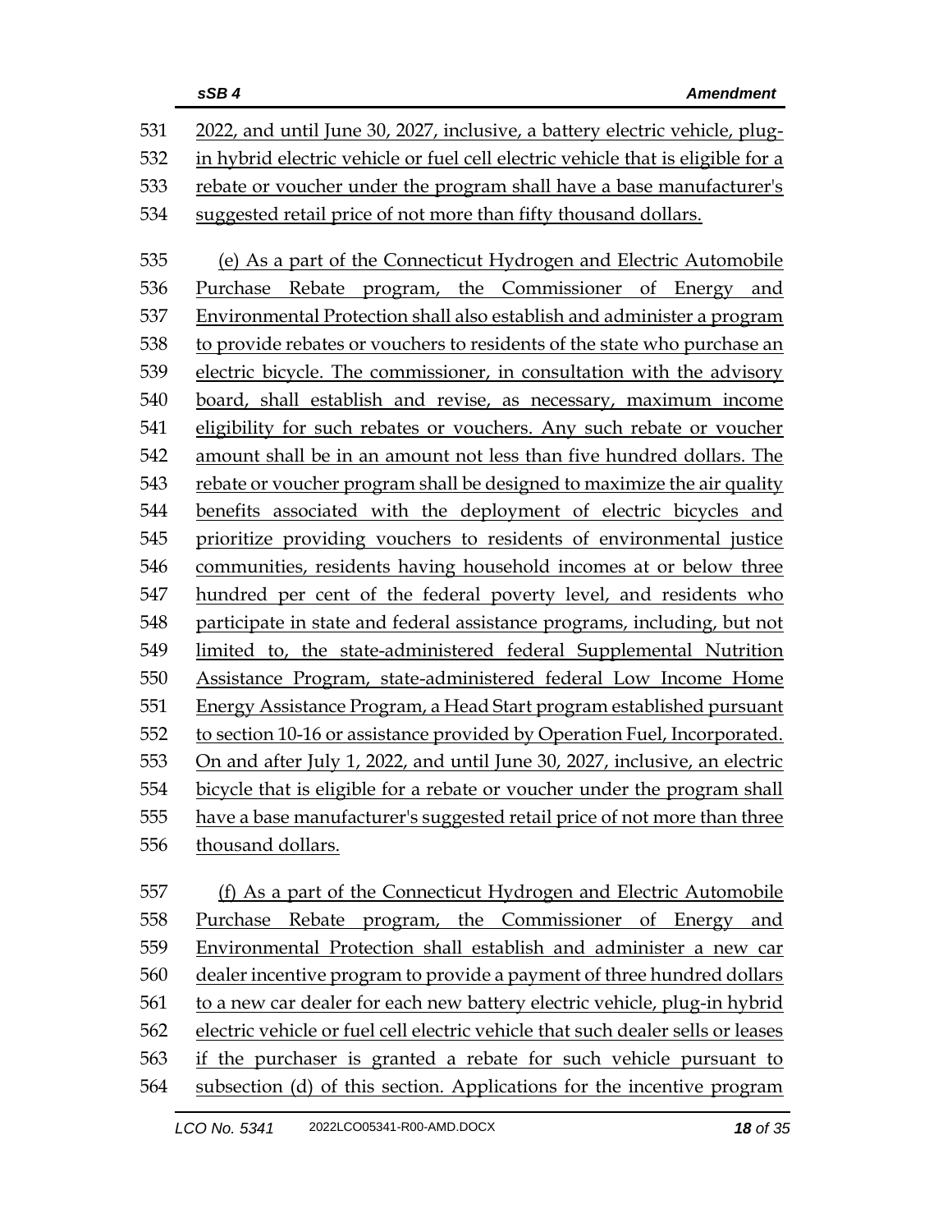2022, and until June 30, 2027, inclusive, a battery electric vehicle, plug-in hybrid electric vehicle or fuel cell electric vehicle that is eligible for a rebate or voucher under the program shall have a base manufacturer's suggested retail price of not more than fifty thousand dollars.

(e) As a part of the Connecticut Hydrogen and Electric Automobile Purchase Rebate program, the Commissioner of Energy and Environmental Protection shall also establish and administer a program to provide rebates or vouchers to residents of the state who purchase an electric bicycle. The commissioner, in consultation with the advisory board, shall establish and revise, as necessary, maximum income eligibility for such rebates or vouchers. Any such rebate or voucher amount shall be in an amount not less than five hundred dollars. The rebate or voucher program shall be designed to maximize the air quality benefits associated with the deployment of electric bicycles and prioritize providing vouchers to residents of environmental justice communities, residents having household incomes at or below three hundred per cent of the federal poverty level, and residents who participate in state and federal assistance programs, including, but not limited to, the state-administered federal Supplemental Nutrition Assistance Program, state-administered federal Low Income Home Energy Assistance Program, a Head Start program established pursuant to section 10-16 or assistance provided by Operation Fuel, Incorporated. On and after July 1, 2022, and until June 30, 2027, inclusive, an electric bicycle that is eligible for a rebate or voucher under the program shall have a base manufacturer's suggested retail price of not more than three thousand dollars.

(f) As a part of the Connecticut Hydrogen and Electric Automobile Purchase Rebate program, the Commissioner of Energy and Environmental Protection shall establish and administer a new car dealer incentive program to provide a payment of three hundred dollars to a new car dealer for each new battery electric vehicle, plug-in hybrid electric vehicle or fuel cell electric vehicle that such dealer sells or leases if the purchaser is granted a rebate for such vehicle pursuant to subsection (d) of this section. Applications for the incentive program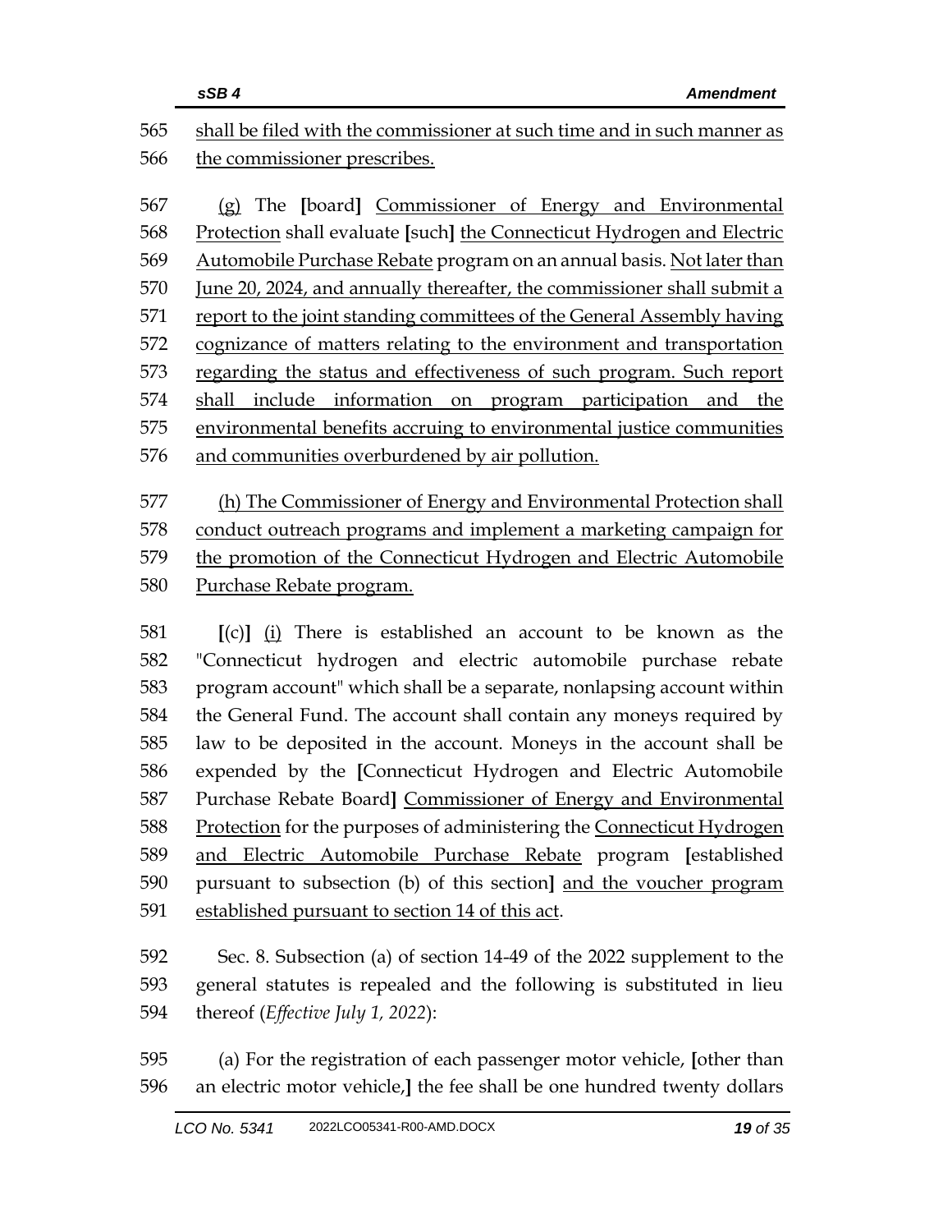shall be filed with the commissioner at such time and in such manner as the commissioner prescribes.

(g) The [board] Commissioner of Energy and Environmental Protection shall evaluate [such] the Connecticut Hydrogen and Electric Automobile Purchase Rebate program on an annual basis. Not later than June 20, 2024, and annually thereafter, the commissioner shall submit a report to the joint standing committees of the General Assembly having cognizance of matters relating to the environment and transportation regarding the status and effectiveness of such program. Such report shall include information on program participation and the environmental benefits accruing to environmental justice communities and communities overburdened by air pollution.

(h) The Commissioner of Energy and Environmental Protection shall conduct outreach programs and implement a marketing campaign for the promotion of the Connecticut Hydrogen and Electric Automobile Purchase Rebate program.

[(c)] (i) There is established an account to be known as the "Connecticut hydrogen and electric automobile purchase rebate program account" which shall be a separate, nonlapsing account within the General Fund. The account shall contain any moneys required by law to be deposited in the account. Moneys in the account shall be expended by the [Connecticut Hydrogen and Electric Automobile Purchase Rebate Board] Commissioner of Energy and Environmental Protection for the purposes of administering the Connecticut Hydrogen and Electric Automobile Purchase Rebate program [established pursuant to subsection (b) of this section] and the voucher program established pursuant to section 14 of this act.

Sec. 8. Subsection (a) of section 14-49 of the 2022 supplement to the general statutes is repealed and the following is substituted in lieu thereof (*Effective July 1, 2022*):

(a) For the registration of each passenger motor vehicle, [other than an electric motor vehicle,] the fee shall be one hundred twenty dollars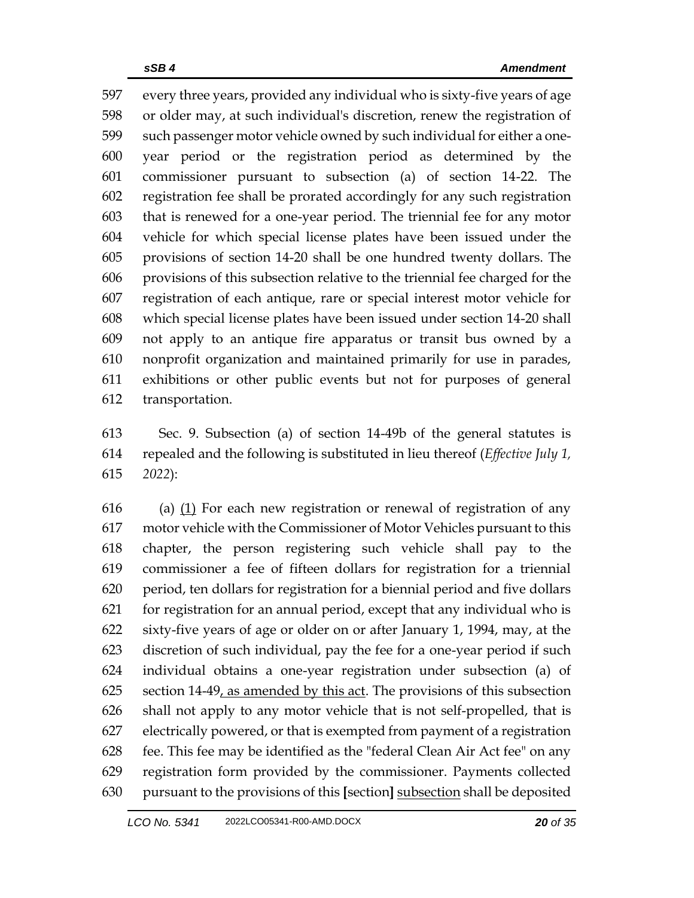every three years, provided any individual who is sixty-five years of age or older may, at such individual's discretion, renew the registration of such passenger motor vehicle owned by such individual for either a one-year period or the registration period as determined by the commissioner pursuant to subsection (a) of section 14-22. The registration fee shall be prorated accordingly for any such registration that is renewed for a one-year period. The triennial fee for any motor vehicle for which special license plates have been issued under the provisions of section 14-20 shall be one hundred twenty dollars. The provisions of this subsection relative to the triennial fee charged for the registration of each antique, rare or special interest motor vehicle for which special license plates have been issued under section 14-20 shall not apply to an antique fire apparatus or transit bus owned by a nonprofit organization and maintained primarily for use in parades, exhibitions or other public events but not for purposes of general transportation.

Sec. 9. Subsection (a) of section 14-49b of the general statutes is repealed and the following is substituted in lieu thereof (*Effective July 1, 2022*):

(a) (1) For each new registration or renewal of registration of any motor vehicle with the Commissioner of Motor Vehicles pursuant to this chapter, the person registering such vehicle shall pay to the commissioner a fee of fifteen dollars for registration for a triennial period, ten dollars for registration for a biennial period and five dollars for registration for an annual period, except that any individual who is sixty-five years of age or older on or after January 1, 1994, may, at the discretion of such individual, pay the fee for a one-year period if such individual obtains a one-year registration under subsection (a) of section 14-49, as amended by this act. The provisions of this subsection shall not apply to any motor vehicle that is not self-propelled, that is electrically powered, or that is exempted from payment of a registration fee. This fee may be identified as the "federal Clean Air Act fee" on any registration form provided by the commissioner. Payments collected pursuant to the provisions of this [section] subsection shall be deposited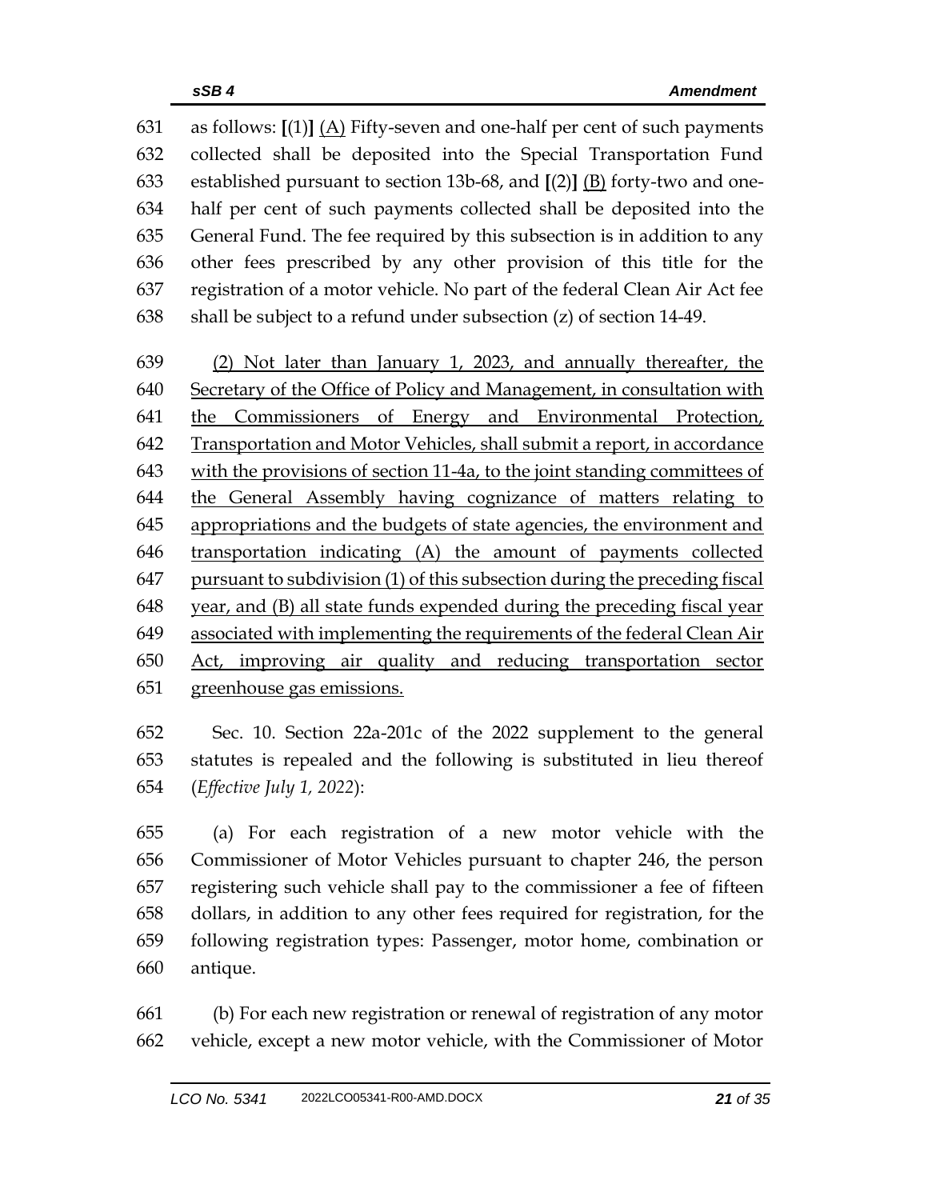631 as follows: **[**(1)**]** <u>(A)</u> Fifty-seven and one-half per cent of such payments
632 collected shall be deposited into the Special Transportation Fund
633 established pursuant to section 13b-68, and **[**(2)**]** <u>(B)</u> forty-two and one-
634 half per cent of such payments collected shall be deposited into the
635 General Fund. The fee required by this subsection is in addition to any
636 other fees prescribed by any other provision of this title for the
637 registration of a motor vehicle. No part of the federal Clean Air Act fee
638 shall be subject to a refund under subsection (z) of section 14-49.

639 <u>(2) Not later than January 1, 2023, and annually thereafter, the</u>
640 <u>Secretary of the Office of Policy and Management, in consultation with</u>
641 <u>the Commissioners of Energy and Environmental Protection,</u>
642 <u>Transportation and Motor Vehicles, shall submit a report, in accordance</u>
643 <u>with the provisions of section 11-4a, to the joint standing committees of</u>
644 <u>the General Assembly having cognizance of matters relating to</u>
645 <u>appropriations and the budgets of state agencies, the environment and</u>
646 <u>transportation indicating (A) the amount of payments collected</u>
647 <u>pursuant to subdivision (1) of this subsection during the preceding fiscal</u>
648 <u>year, and (B) all state funds expended during the preceding fiscal year</u>
649 <u>associated with implementing the requirements of the federal Clean Air</u>
650 <u>Act, improving air quality and reducing transportation sector</u>
651 <u>greenhouse gas emissions.</u>

652 Sec. 10. Section 22a-201c of the 2022 supplement to the general
653 statutes is repealed and the following is substituted in lieu thereof
654 (*Effective July 1, 2022*):

655 (a) For each registration of a new motor vehicle with the
656 Commissioner of Motor Vehicles pursuant to chapter 246, the person
657 registering such vehicle shall pay to the commissioner a fee of fifteen
658 dollars, in addition to any other fees required for registration, for the
659 following registration types: Passenger, motor home, combination or
660 antique.

661 (b) For each new registration or renewal of registration of any motor
662 vehicle, except a new motor vehicle, with the Commissioner of Motor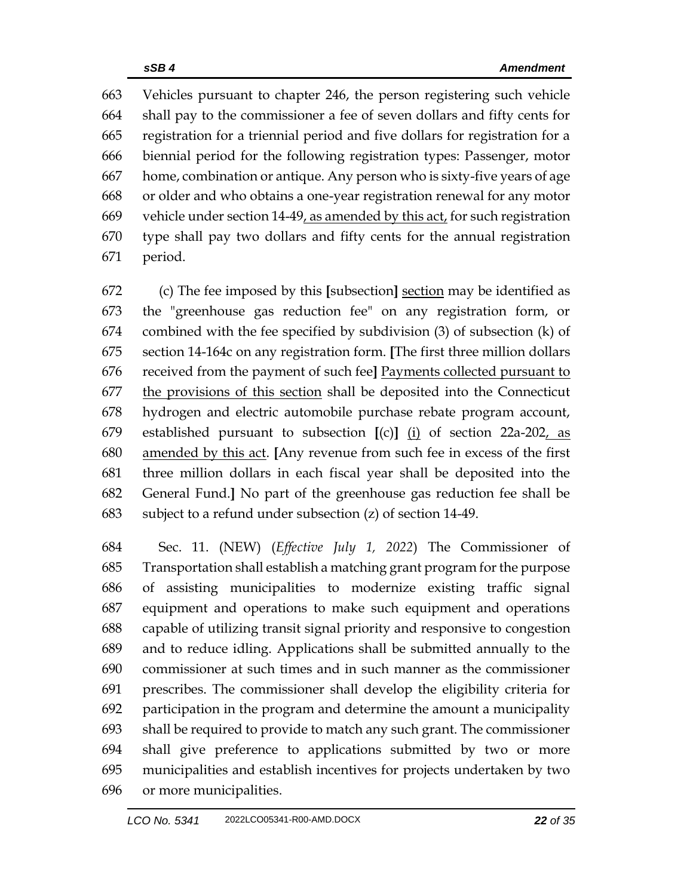663 Vehicles pursuant to chapter 246, the person registering such vehicle
664 shall pay to the commissioner a fee of seven dollars and fifty cents for
665 registration for a triennial period and five dollars for registration for a
666 biennial period for the following registration types: Passenger, motor
667 home, combination or antique. Any person who is sixty-five years of age
668 or older and who obtains a one-year registration renewal for any motor
669 vehicle under section 14-49<u>, as amended by this act,</u> for such registration
670 type shall pay two dollars and fifty cents for the annual registration
671 period.

672 (c) The fee imposed by this **[**subsection**]** <u>section</u> may be identified as
673 the "greenhouse gas reduction fee" on any registration form, or
674 combined with the fee specified by subdivision (3) of subsection (k) of
675 section 14-164c on any registration form. **[**The first three million dollars
676 received from the payment of such fee**]** <u>Payments collected pursuant to</u>
677 <u>the provisions of this section</u> shall be deposited into the Connecticut
678 hydrogen and electric automobile purchase rebate program account,
679 established pursuant to subsection **[**(c)**]** <u>(i)</u> of section 22a-202<u>, as</u>
680 <u>amended by this act</u>. **[**Any revenue from such fee in excess of the first
681 three million dollars in each fiscal year shall be deposited into the
682 General Fund.**]** No part of the greenhouse gas reduction fee shall be
683 subject to a refund under subsection (z) of section 14-49.

684 Sec. 11. (NEW) (*Effective July 1, 2022*) The Commissioner of
685 Transportation shall establish a matching grant program for the purpose
686 of assisting municipalities to modernize existing traffic signal
687 equipment and operations to make such equipment and operations
688 capable of utilizing transit signal priority and responsive to congestion
689 and to reduce idling. Applications shall be submitted annually to the
690 commissioner at such times and in such manner as the commissioner
691 prescribes. The commissioner shall develop the eligibility criteria for
692 participation in the program and determine the amount a municipality
693 shall be required to provide to match any such grant. The commissioner
694 shall give preference to applications submitted by two or more
695 municipalities and establish incentives for projects undertaken by two
696 or more municipalities.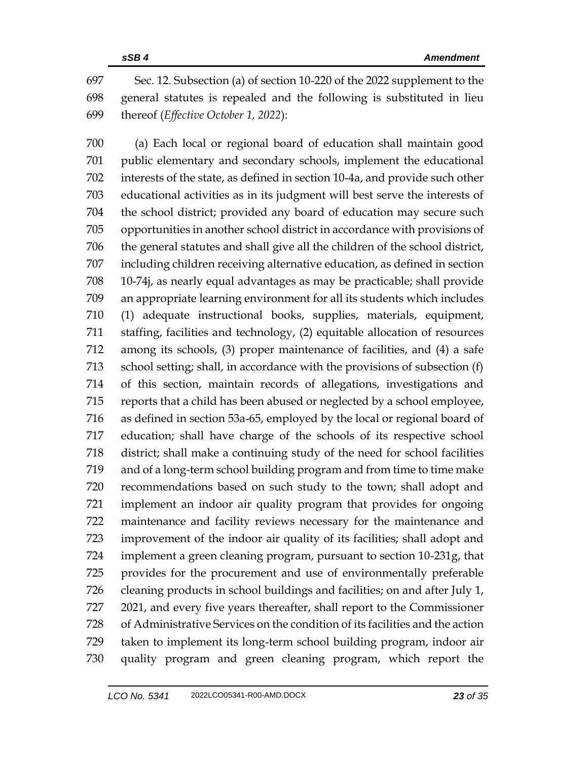Sec. 12. Subsection (a) of section 10-220 of the 2022 supplement to the general statutes is repealed and the following is substituted in lieu thereof (*Effective October 1, 2022*):

(a) Each local or regional board of education shall maintain good public elementary and secondary schools, implement the educational interests of the state, as defined in section 10-4a, and provide such other educational activities as in its judgment will best serve the interests of the school district; provided any board of education may secure such opportunities in another school district in accordance with provisions of the general statutes and shall give all the children of the school district, including children receiving alternative education, as defined in section 10-74j, as nearly equal advantages as may be practicable; shall provide an appropriate learning environment for all its students which includes (1) adequate instructional books, supplies, materials, equipment, staffing, facilities and technology, (2) equitable allocation of resources among its schools, (3) proper maintenance of facilities, and (4) a safe school setting; shall, in accordance with the provisions of subsection (f) of this section, maintain records of allegations, investigations and reports that a child has been abused or neglected by a school employee, as defined in section 53a-65, employed by the local or regional board of education; shall have charge of the schools of its respective school district; shall make a continuing study of the need for school facilities and of a long-term school building program and from time to time make recommendations based on such study to the town; shall adopt and implement an indoor air quality program that provides for ongoing maintenance and facility reviews necessary for the maintenance and improvement of the indoor air quality of its facilities; shall adopt and implement a green cleaning program, pursuant to section 10-231g, that provides for the procurement and use of environmentally preferable cleaning products in school buildings and facilities; on and after July 1, 2021, and every five years thereafter, shall report to the Commissioner of Administrative Services on the condition of its facilities and the action taken to implement its long-term school building program, indoor air quality program and green cleaning program, which report the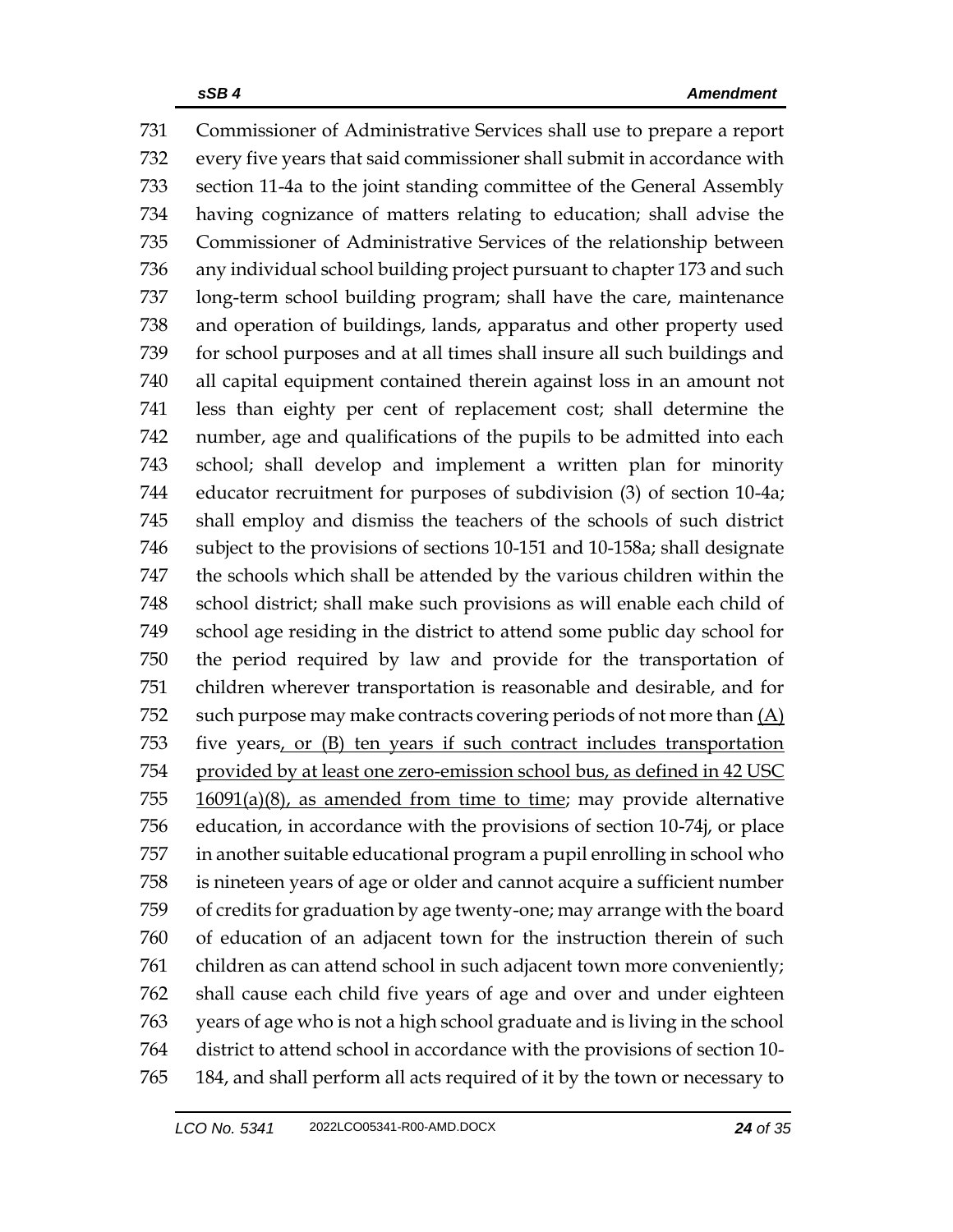731 Commissioner of Administrative Services shall use to prepare a report
732 every five years that said commissioner shall submit in accordance with
733 section 11-4a to the joint standing committee of the General Assembly
734 having cognizance of matters relating to education; shall advise the
735 Commissioner of Administrative Services of the relationship between
736 any individual school building project pursuant to chapter 173 and such
737 long-term school building program; shall have the care, maintenance
738 and operation of buildings, lands, apparatus and other property used
739 for school purposes and at all times shall insure all such buildings and
740 all capital equipment contained therein against loss in an amount not
741 less than eighty per cent of replacement cost; shall determine the
742 number, age and qualifications of the pupils to be admitted into each
743 school; shall develop and implement a written plan for minority
744 educator recruitment for purposes of subdivision (3) of section 10-4a;
745 shall employ and dismiss the teachers of the schools of such district
746 subject to the provisions of sections 10-151 and 10-158a; shall designate
747 the schools which shall be attended by the various children within the
748 school district; shall make such provisions as will enable each child of
749 school age residing in the district to attend some public day school for
750 the period required by law and provide for the transportation of
751 children wherever transportation is reasonable and desirable, and for
752 such purpose may make contracts covering periods of not more than <u>(A)</u>
753 five years<u>, or (B) ten years if such contract includes transportation</u>
754 <u>provided by at least one zero-emission school bus, as defined in 42 USC</u>
755 <u>16091(a)(8), as amended from time to time</u>; may provide alternative
756 education, in accordance with the provisions of section 10-74j, or place
757 in another suitable educational program a pupil enrolling in school who
758 is nineteen years of age or older and cannot acquire a sufficient number
759 of credits for graduation by age twenty-one; may arrange with the board
760 of education of an adjacent town for the instruction therein of such
761 children as can attend school in such adjacent town more conveniently;
762 shall cause each child five years of age and over and under eighteen
763 years of age who is not a high school graduate and is living in the school
764 district to attend school in accordance with the provisions of section 10-
765 184, and shall perform all acts required of it by the town or necessary to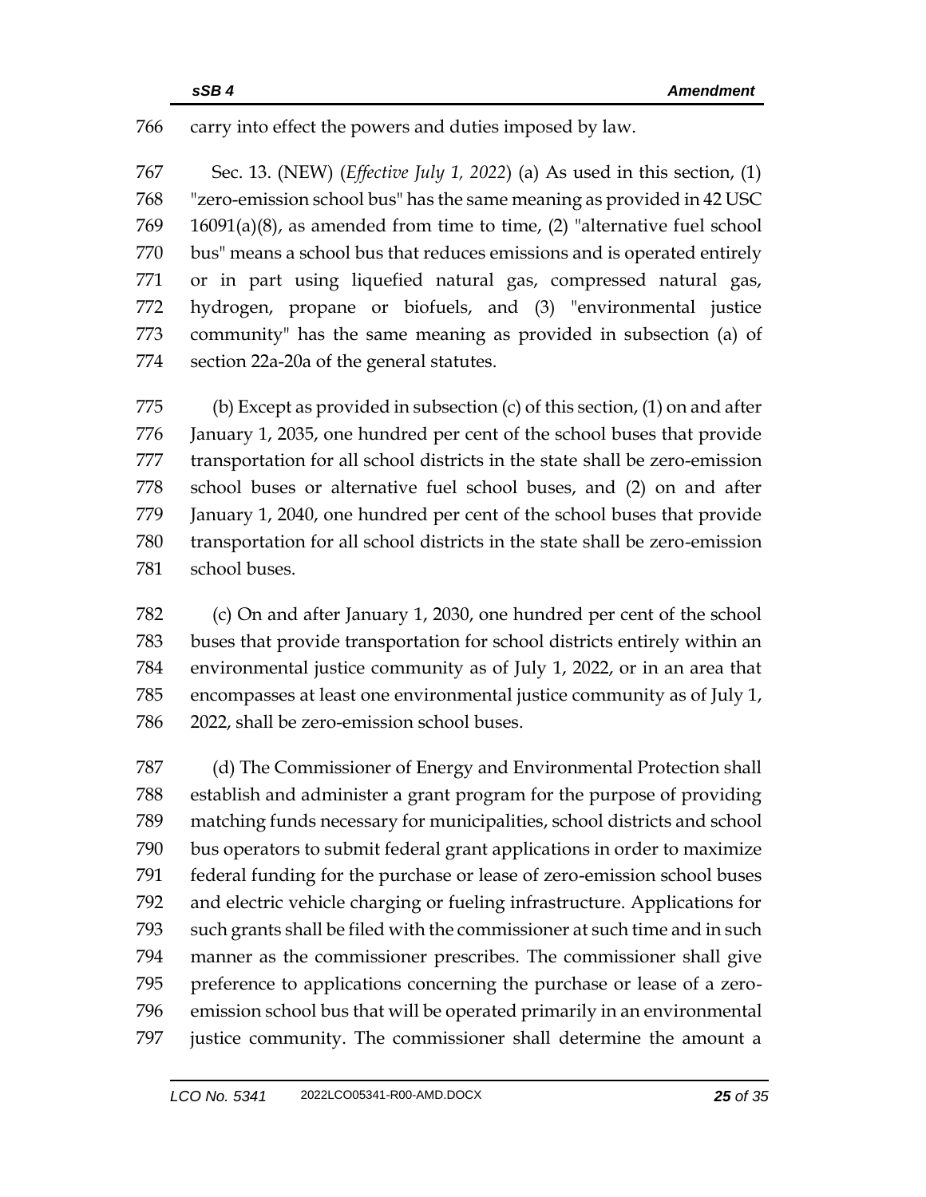carry into effect the powers and duties imposed by law.

Sec. 13. (NEW) (*Effective July 1, 2022*) (a) As used in this section, (1) "zero-emission school bus" has the same meaning as provided in 42 USC 16091(a)(8), as amended from time to time, (2) "alternative fuel school bus" means a school bus that reduces emissions and is operated entirely or in part using liquefied natural gas, compressed natural gas, hydrogen, propane or biofuels, and (3) "environmental justice community" has the same meaning as provided in subsection (a) of section 22a-20a of the general statutes.

(b) Except as provided in subsection (c) of this section, (1) on and after January 1, 2035, one hundred per cent of the school buses that provide transportation for all school districts in the state shall be zero-emission school buses or alternative fuel school buses, and (2) on and after January 1, 2040, one hundred per cent of the school buses that provide transportation for all school districts in the state shall be zero-emission school buses.

(c) On and after January 1, 2030, one hundred per cent of the school buses that provide transportation for school districts entirely within an environmental justice community as of July 1, 2022, or in an area that encompasses at least one environmental justice community as of July 1, 2022, shall be zero-emission school buses.

(d) The Commissioner of Energy and Environmental Protection shall establish and administer a grant program for the purpose of providing matching funds necessary for municipalities, school districts and school bus operators to submit federal grant applications in order to maximize federal funding for the purchase or lease of zero-emission school buses and electric vehicle charging or fueling infrastructure. Applications for such grants shall be filed with the commissioner at such time and in such manner as the commissioner prescribes. The commissioner shall give preference to applications concerning the purchase or lease of a zero-emission school bus that will be operated primarily in an environmental justice community. The commissioner shall determine the amount a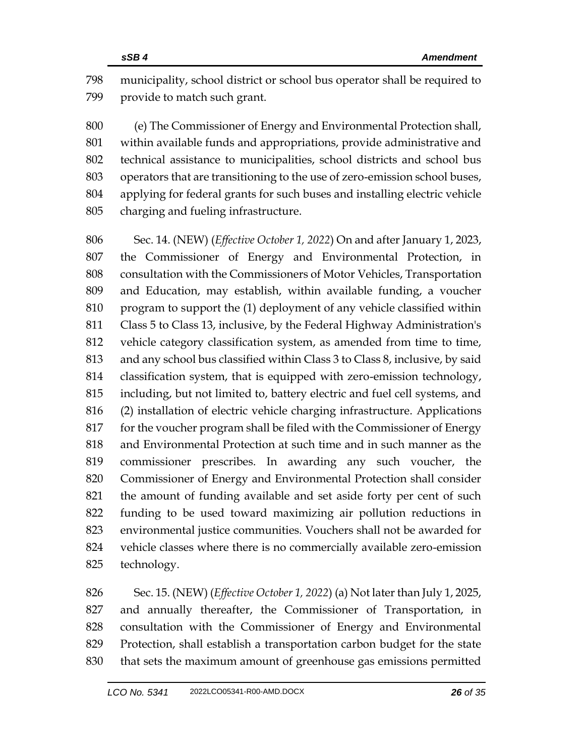municipality, school district or school bus operator shall be required to provide to match such grant.

(e) The Commissioner of Energy and Environmental Protection shall, within available funds and appropriations, provide administrative and technical assistance to municipalities, school districts and school bus operators that are transitioning to the use of zero-emission school buses, applying for federal grants for such buses and installing electric vehicle charging and fueling infrastructure.

Sec. 14. (NEW) (*Effective October 1, 2022*) On and after January 1, 2023, the Commissioner of Energy and Environmental Protection, in consultation with the Commissioners of Motor Vehicles, Transportation and Education, may establish, within available funding, a voucher program to support the (1) deployment of any vehicle classified within Class 5 to Class 13, inclusive, by the Federal Highway Administration's vehicle category classification system, as amended from time to time, and any school bus classified within Class 3 to Class 8, inclusive, by said classification system, that is equipped with zero-emission technology, including, but not limited to, battery electric and fuel cell systems, and (2) installation of electric vehicle charging infrastructure. Applications for the voucher program shall be filed with the Commissioner of Energy and Environmental Protection at such time and in such manner as the commissioner prescribes. In awarding any such voucher, the Commissioner of Energy and Environmental Protection shall consider the amount of funding available and set aside forty per cent of such funding to be used toward maximizing air pollution reductions in environmental justice communities. Vouchers shall not be awarded for vehicle classes where there is no commercially available zero-emission technology.

Sec. 15. (NEW) (*Effective October 1, 2022*) (a) Not later than July 1, 2025, and annually thereafter, the Commissioner of Transportation, in consultation with the Commissioner of Energy and Environmental Protection, shall establish a transportation carbon budget for the state that sets the maximum amount of greenhouse gas emissions permitted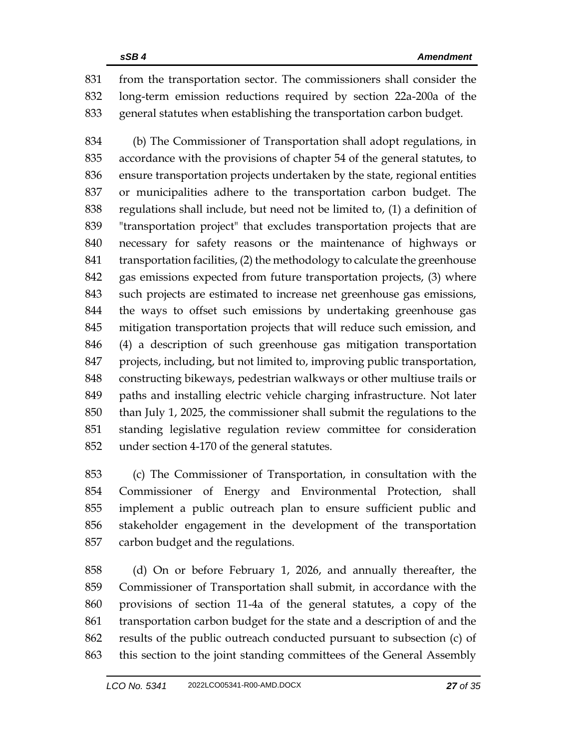from the transportation sector. The commissioners shall consider the long-term emission reductions required by section 22a-200a of the general statutes when establishing the transportation carbon budget.

(b) The Commissioner of Transportation shall adopt regulations, in accordance with the provisions of chapter 54 of the general statutes, to ensure transportation projects undertaken by the state, regional entities or municipalities adhere to the transportation carbon budget. The regulations shall include, but need not be limited to, (1) a definition of "transportation project" that excludes transportation projects that are necessary for safety reasons or the maintenance of highways or transportation facilities, (2) the methodology to calculate the greenhouse gas emissions expected from future transportation projects, (3) where such projects are estimated to increase net greenhouse gas emissions, the ways to offset such emissions by undertaking greenhouse gas mitigation transportation projects that will reduce such emission, and (4) a description of such greenhouse gas mitigation transportation projects, including, but not limited to, improving public transportation, constructing bikeways, pedestrian walkways or other multiuse trails or paths and installing electric vehicle charging infrastructure. Not later than July 1, 2025, the commissioner shall submit the regulations to the standing legislative regulation review committee for consideration under section 4-170 of the general statutes.

(c) The Commissioner of Transportation, in consultation with the Commissioner of Energy and Environmental Protection, shall implement a public outreach plan to ensure sufficient public and stakeholder engagement in the development of the transportation carbon budget and the regulations.

(d) On or before February 1, 2026, and annually thereafter, the Commissioner of Transportation shall submit, in accordance with the provisions of section 11-4a of the general statutes, a copy of the transportation carbon budget for the state and a description of and the results of the public outreach conducted pursuant to subsection (c) of this section to the joint standing committees of the General Assembly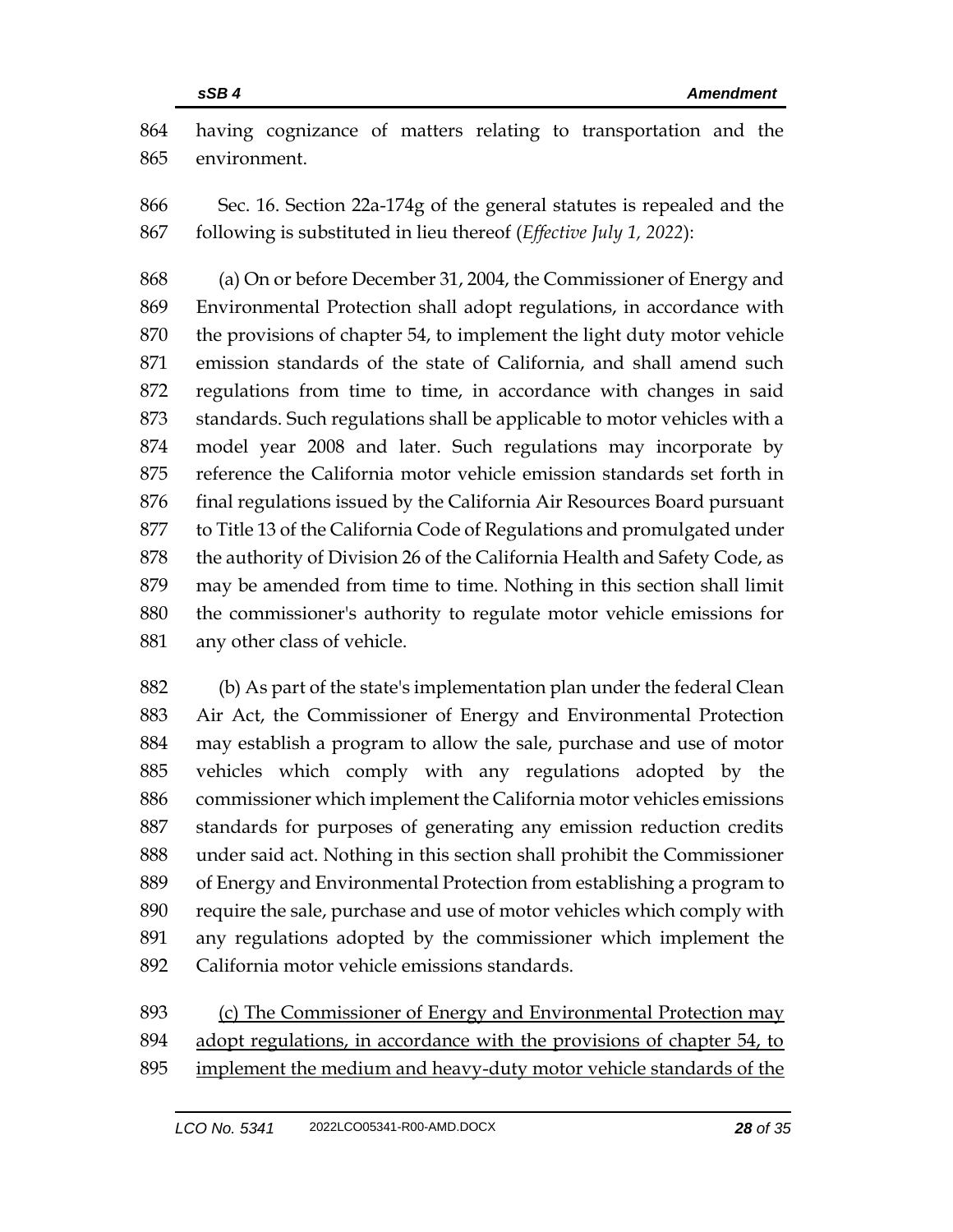having cognizance of matters relating to transportation and the environment.

Sec. 16. Section 22a-174g of the general statutes is repealed and the following is substituted in lieu thereof (*Effective July 1, 2022*):

(a) On or before December 31, 2004, the Commissioner of Energy and Environmental Protection shall adopt regulations, in accordance with the provisions of chapter 54, to implement the light duty motor vehicle emission standards of the state of California, and shall amend such regulations from time to time, in accordance with changes in said standards. Such regulations shall be applicable to motor vehicles with a model year 2008 and later. Such regulations may incorporate by reference the California motor vehicle emission standards set forth in final regulations issued by the California Air Resources Board pursuant to Title 13 of the California Code of Regulations and promulgated under the authority of Division 26 of the California Health and Safety Code, as may be amended from time to time. Nothing in this section shall limit the commissioner's authority to regulate motor vehicle emissions for any other class of vehicle.

(b) As part of the state's implementation plan under the federal Clean Air Act, the Commissioner of Energy and Environmental Protection may establish a program to allow the sale, purchase and use of motor vehicles which comply with any regulations adopted by the commissioner which implement the California motor vehicles emissions standards for purposes of generating any emission reduction credits under said act. Nothing in this section shall prohibit the Commissioner of Energy and Environmental Protection from establishing a program to require the sale, purchase and use of motor vehicles which comply with any regulations adopted by the commissioner which implement the California motor vehicle emissions standards.

<u>(c) The Commissioner of Energy and Environmental Protection may adopt regulations, in accordance with the provisions of chapter 54, to implement the medium and heavy-duty motor vehicle standards of the</u>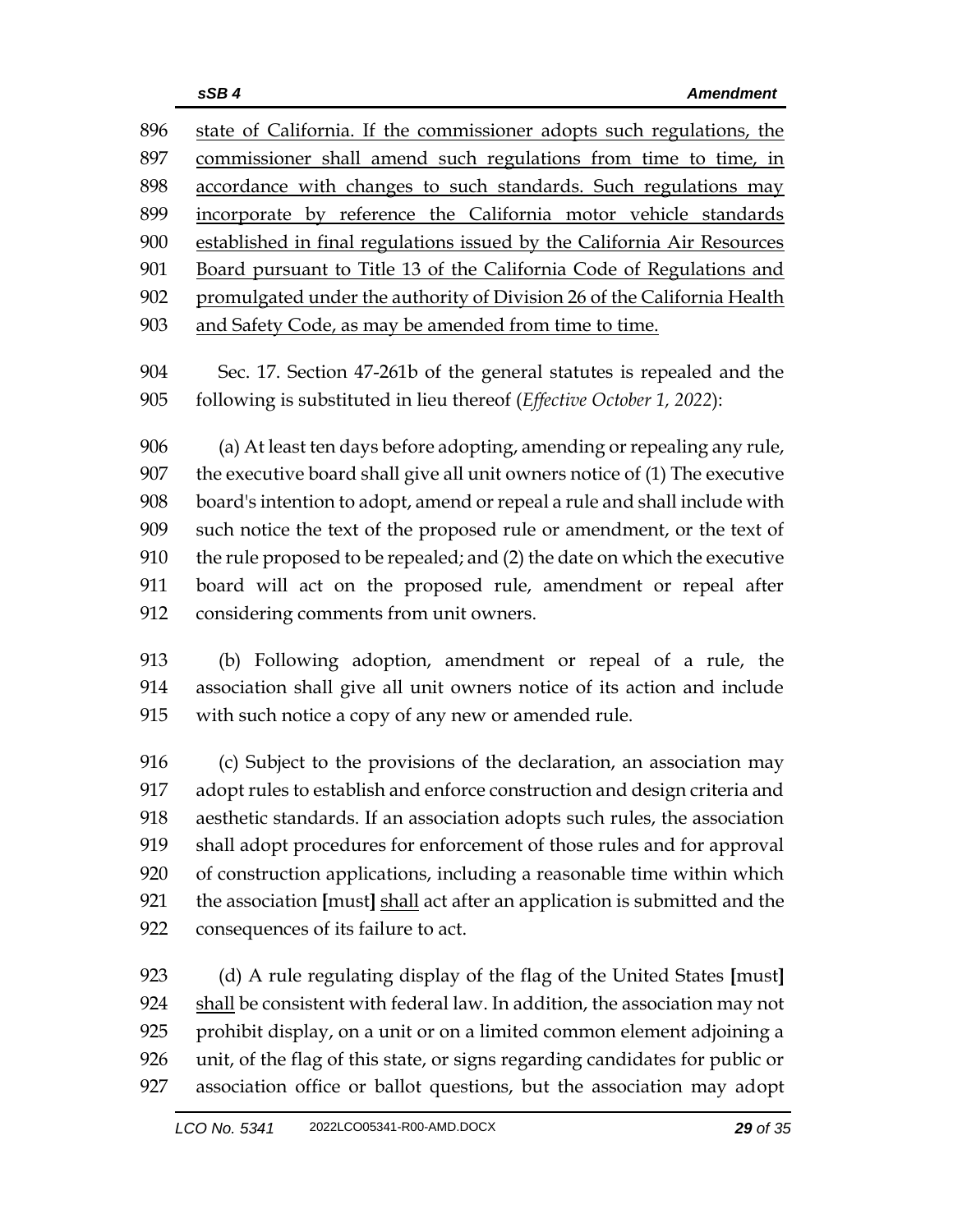state of California. If the commissioner adopts such regulations, the commissioner shall amend such regulations from time to time, in accordance with changes to such standards. Such regulations may incorporate by reference the California motor vehicle standards established in final regulations issued by the California Air Resources Board pursuant to Title 13 of the California Code of Regulations and promulgated under the authority of Division 26 of the California Health and Safety Code, as may be amended from time to time.

Sec. 17. Section 47-261b of the general statutes is repealed and the following is substituted in lieu thereof (*Effective October 1, 2022*):

(a) At least ten days before adopting, amending or repealing any rule, the executive board shall give all unit owners notice of (1) The executive board's intention to adopt, amend or repeal a rule and shall include with such notice the text of the proposed rule or amendment, or the text of the rule proposed to be repealed; and (2) the date on which the executive board will act on the proposed rule, amendment or repeal after considering comments from unit owners.

(b) Following adoption, amendment or repeal of a rule, the association shall give all unit owners notice of its action and include with such notice a copy of any new or amended rule.

(c) Subject to the provisions of the declaration, an association may adopt rules to establish and enforce construction and design criteria and aesthetic standards. If an association adopts such rules, the association shall adopt procedures for enforcement of those rules and for approval of construction applications, including a reasonable time within which the association **[**must**]** shall act after an application is submitted and the consequences of its failure to act.

(d) A rule regulating display of the flag of the United States **[**must**]** shall be consistent with federal law. In addition, the association may not prohibit display, on a unit or on a limited common element adjoining a unit, of the flag of this state, or signs regarding candidates for public or association office or ballot questions, but the association may adopt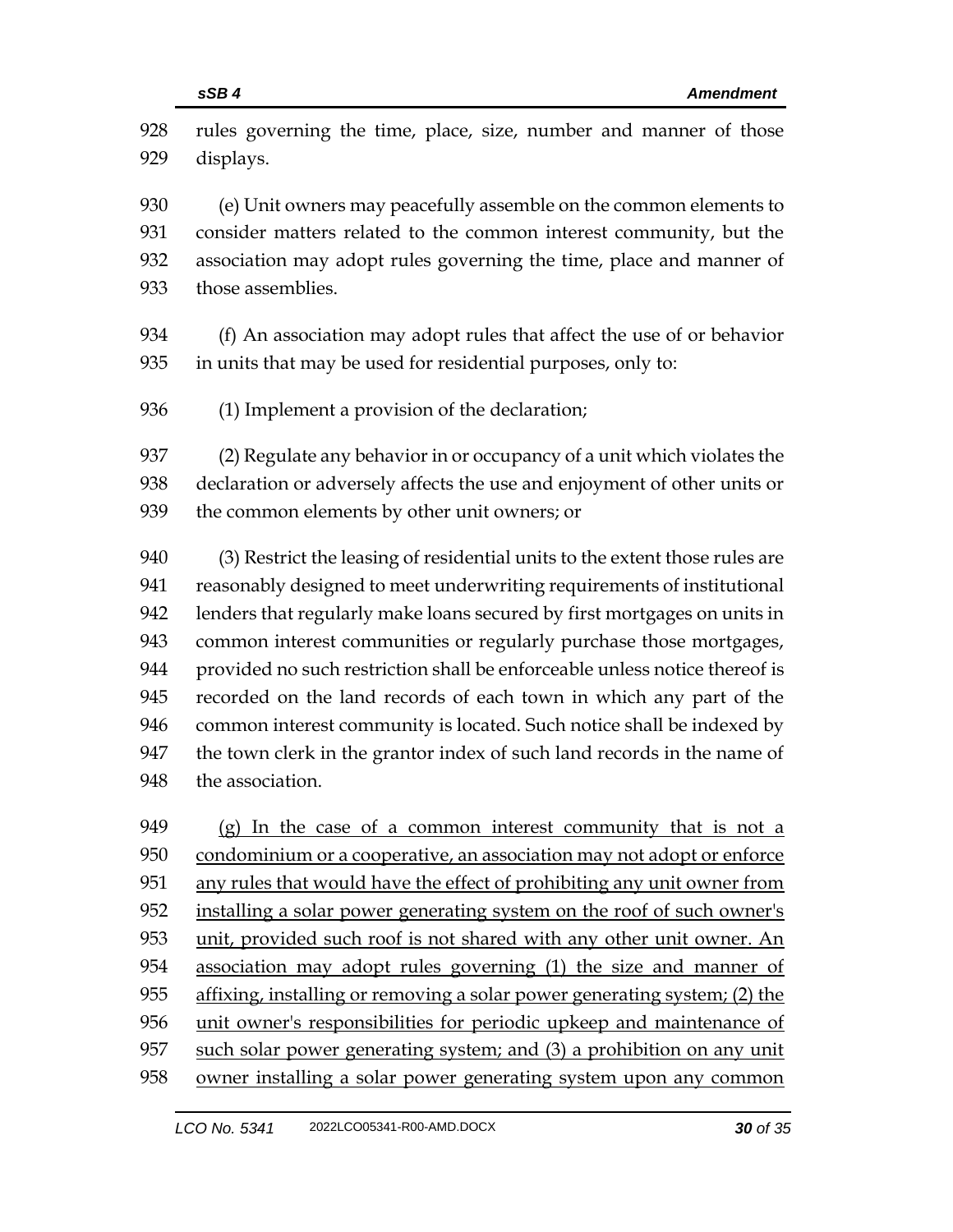rules governing the time, place, size, number and manner of those displays.

(e) Unit owners may peacefully assemble on the common elements to consider matters related to the common interest community, but the association may adopt rules governing the time, place and manner of those assemblies.

(f) An association may adopt rules that affect the use of or behavior in units that may be used for residential purposes, only to:

(1) Implement a provision of the declaration;

(2) Regulate any behavior in or occupancy of a unit which violates the declaration or adversely affects the use and enjoyment of other units or the common elements by other unit owners; or

(3) Restrict the leasing of residential units to the extent those rules are reasonably designed to meet underwriting requirements of institutional lenders that regularly make loans secured by first mortgages on units in common interest communities or regularly purchase those mortgages, provided no such restriction shall be enforceable unless notice thereof is recorded on the land records of each town in which any part of the common interest community is located. Such notice shall be indexed by the town clerk in the grantor index of such land records in the name of the association.

<u>(g) In the case of a common interest community that is not a condominium or a cooperative, an association may not adopt or enforce any rules that would have the effect of prohibiting any unit owner from installing a solar power generating system on the roof of such owner's unit, provided such roof is not shared with any other unit owner. An association may adopt rules governing (1) the size and manner of affixing, installing or removing a solar power generating system; (2) the unit owner's responsibilities for periodic upkeep and maintenance of such solar power generating system; and (3) a prohibition on any unit owner installing a solar power generating system upon any common</u>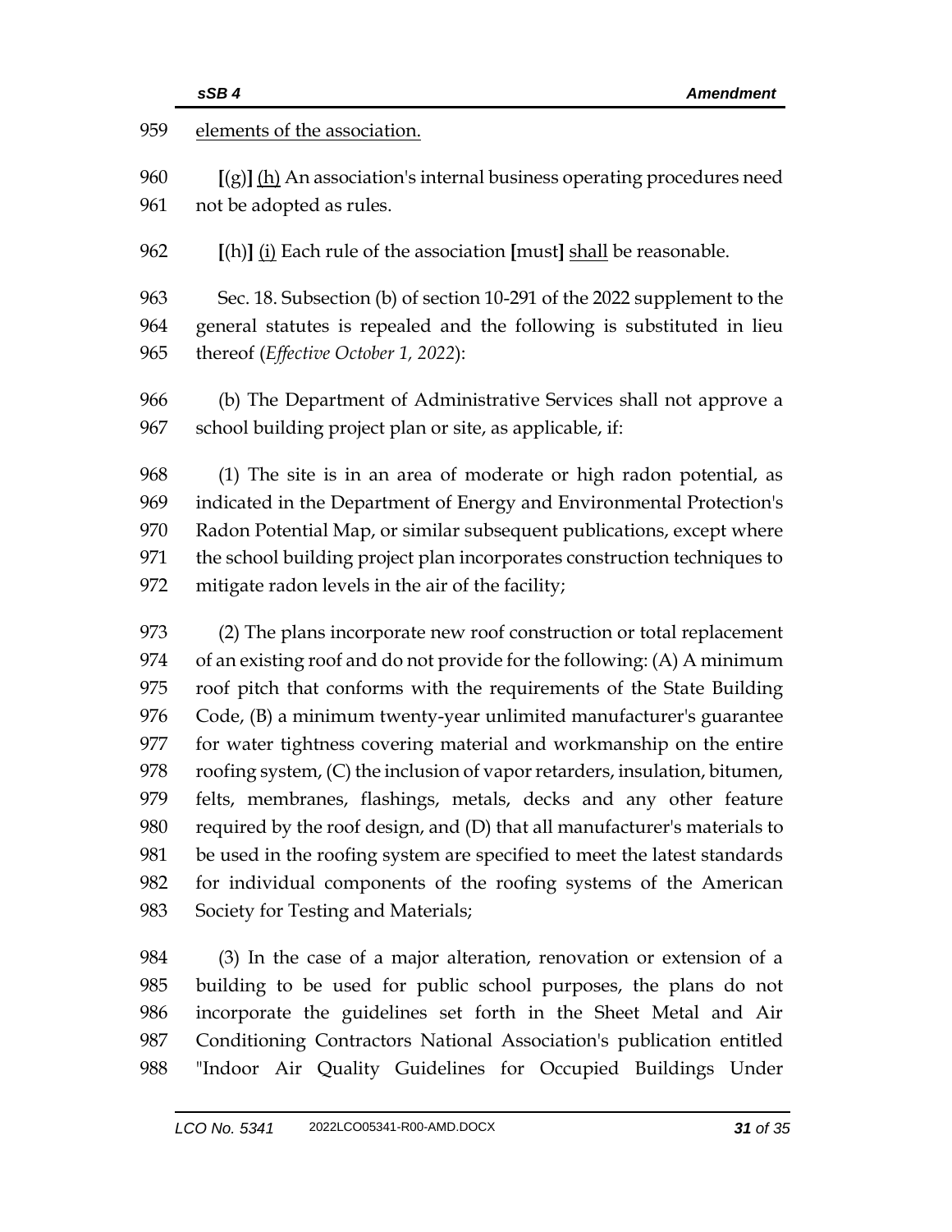959 elements of the association.

960 [(g)] (h) An association's internal business operating procedures need
961 not be adopted as rules.

962 [(h)] (i) Each rule of the association [must] shall be reasonable.

963 Sec. 18. Subsection (b) of section 10-291 of the 2022 supplement to the
964 general statutes is repealed and the following is substituted in lieu
965 thereof (*Effective October 1, 2022*):

966 (b) The Department of Administrative Services shall not approve a
967 school building project plan or site, as applicable, if:

968 (1) The site is in an area of moderate or high radon potential, as
969 indicated in the Department of Energy and Environmental Protection's
970 Radon Potential Map, or similar subsequent publications, except where
971 the school building project plan incorporates construction techniques to
972 mitigate radon levels in the air of the facility;

973 (2) The plans incorporate new roof construction or total replacement
974 of an existing roof and do not provide for the following: (A) A minimum
975 roof pitch that conforms with the requirements of the State Building
976 Code, (B) a minimum twenty-year unlimited manufacturer's guarantee
977 for water tightness covering material and workmanship on the entire
978 roofing system, (C) the inclusion of vapor retarders, insulation, bitumen,
979 felts, membranes, flashings, metals, decks and any other feature
980 required by the roof design, and (D) that all manufacturer's materials to
981 be used in the roofing system are specified to meet the latest standards
982 for individual components of the roofing systems of the American
983 Society for Testing and Materials;

984 (3) In the case of a major alteration, renovation or extension of a
985 building to be used for public school purposes, the plans do not
986 incorporate the guidelines set forth in the Sheet Metal and Air
987 Conditioning Contractors National Association's publication entitled
988 "Indoor Air Quality Guidelines for Occupied Buildings Under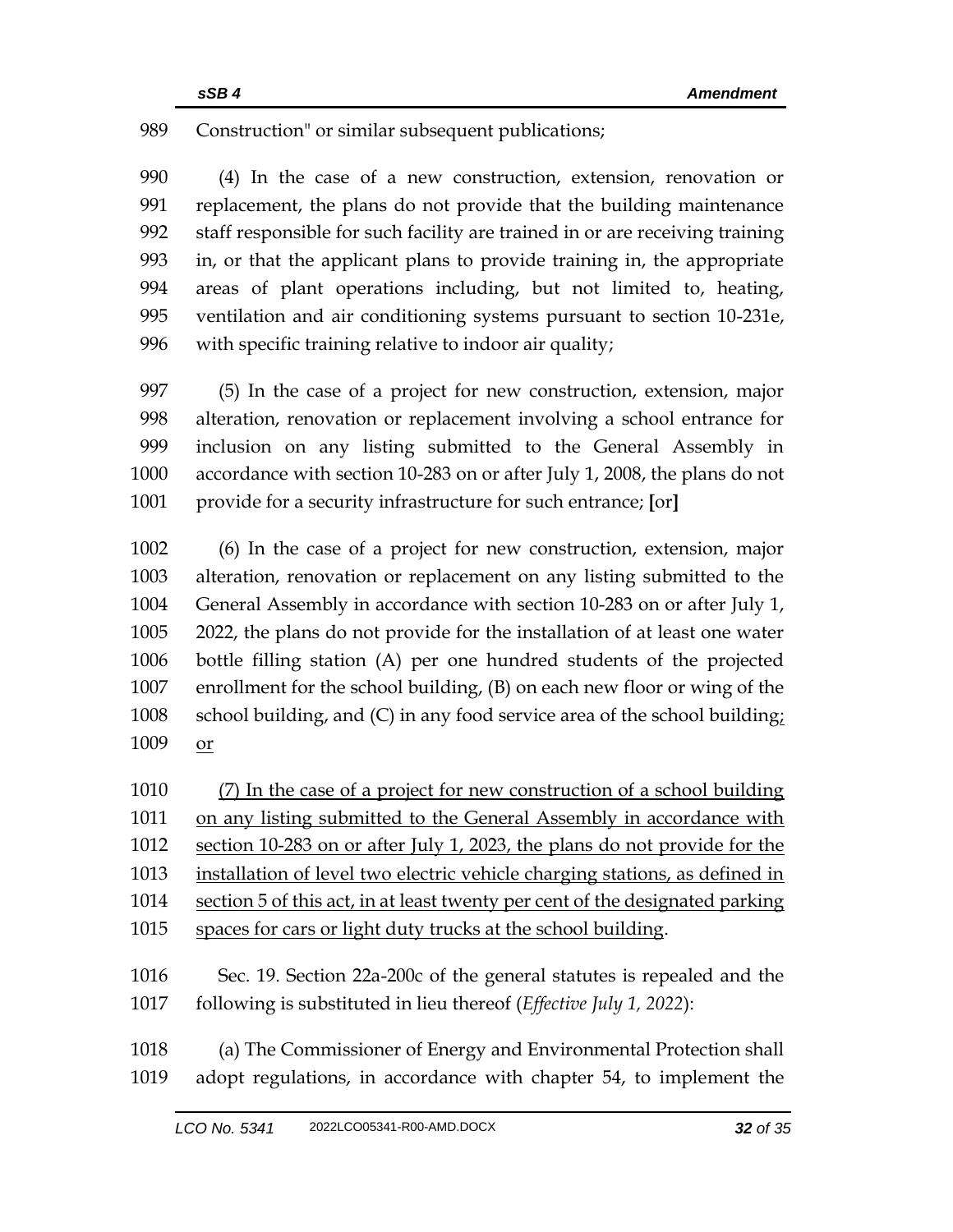989 Construction" or similar subsequent publications;

990 (4) In the case of a new construction, extension, renovation or
991 replacement, the plans do not provide that the building maintenance
992 staff responsible for such facility are trained in or are receiving training
993 in, or that the applicant plans to provide training in, the appropriate
994 areas of plant operations including, but not limited to, heating,
995 ventilation and air conditioning systems pursuant to section 10-231e,
996 with specific training relative to indoor air quality;

997 (5) In the case of a project for new construction, extension, major
998 alteration, renovation or replacement involving a school entrance for
999 inclusion on any listing submitted to the General Assembly in
1000 accordance with section 10-283 on or after July 1, 2008, the plans do not
1001 provide for a security infrastructure for such entrance; **[**or**]**

1002 (6) In the case of a project for new construction, extension, major
1003 alteration, renovation or replacement on any listing submitted to the
1004 General Assembly in accordance with section 10-283 on or after July 1,
1005 2022, the plans do not provide for the installation of at least one water
1006 bottle filling station (A) per one hundred students of the projected
1007 enrollment for the school building, (B) on each new floor or wing of the
1008 school building, and (C) in any food service area of the school building<u>;</u>
1009 <u>or</u>

1010 <u>(7) In the case of a project for new construction of a school building</u>
1011 <u>on any listing submitted to the General Assembly in accordance with</u>
1012 <u>section 10-283 on or after July 1, 2023, the plans do not provide for the</u>
1013 <u>installation of level two electric vehicle charging stations, as defined in</u>
1014 <u>section 5 of this act, in at least twenty per cent of the designated parking</u>
1015 <u>spaces for cars or light duty trucks at the school building</u>.

1016 Sec. 19. Section 22a-200c of the general statutes is repealed and the
1017 following is substituted in lieu thereof (*Effective July 1, 2022*):

1018 (a) The Commissioner of Energy and Environmental Protection shall
1019 adopt regulations, in accordance with chapter 54, to implement the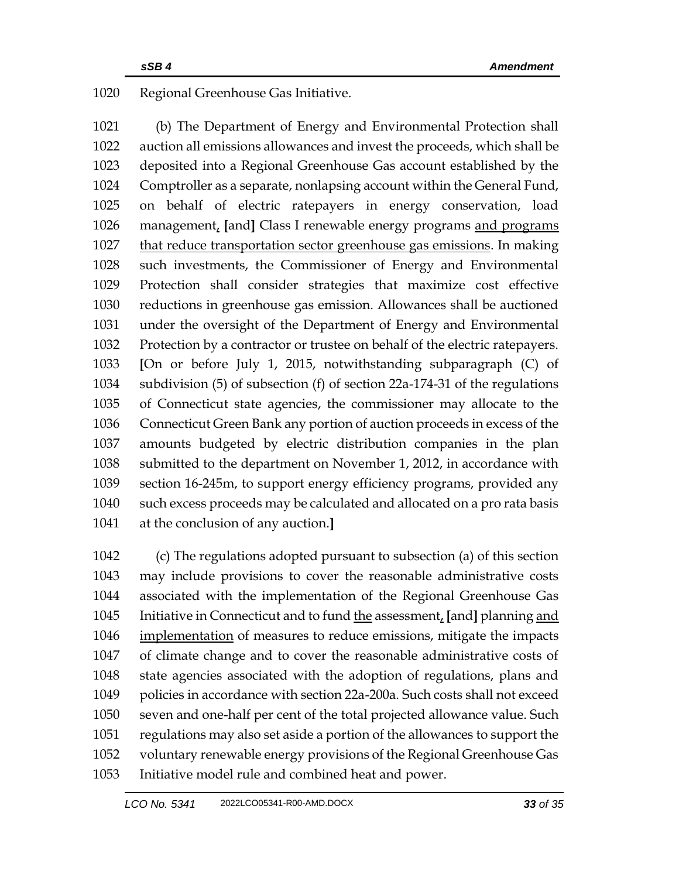1020 Regional Greenhouse Gas Initiative.

1021 (b) The Department of Energy and Environmental Protection shall
1022 auction all emissions allowances and invest the proceeds, which shall be
1023 deposited into a Regional Greenhouse Gas account established by the
1024 Comptroller as a separate, nonlapsing account within the General Fund,
1025 on behalf of electric ratepayers in energy conservation, load
1026 management, [and] Class I renewable energy programs <u>and programs</u>
1027 <u>that reduce transportation sector greenhouse gas emissions</u>. In making
1028 such investments, the Commissioner of Energy and Environmental
1029 Protection shall consider strategies that maximize cost effective
1030 reductions in greenhouse gas emission. Allowances shall be auctioned
1031 under the oversight of the Department of Energy and Environmental
1032 Protection by a contractor or trustee on behalf of the electric ratepayers.
1033 [On or before July 1, 2015, notwithstanding subparagraph (C) of
1034 subdivision (5) of subsection (f) of section 22a-174-31 of the regulations
1035 of Connecticut state agencies, the commissioner may allocate to the
1036 Connecticut Green Bank any portion of auction proceeds in excess of the
1037 amounts budgeted by electric distribution companies in the plan
1038 submitted to the department on November 1, 2012, in accordance with
1039 section 16-245m, to support energy efficiency programs, provided any
1040 such excess proceeds may be calculated and allocated on a pro rata basis
1041 at the conclusion of any auction.]

1042 (c) The regulations adopted pursuant to subsection (a) of this section
1043 may include provisions to cover the reasonable administrative costs
1044 associated with the implementation of the Regional Greenhouse Gas
1045 Initiative in Connecticut and to fund <u>the</u> assessment, [and] planning <u>and</u>
1046 <u>implementation</u> of measures to reduce emissions, mitigate the impacts
1047 of climate change and to cover the reasonable administrative costs of
1048 state agencies associated with the adoption of regulations, plans and
1049 policies in accordance with section 22a-200a. Such costs shall not exceed
1050 seven and one-half per cent of the total projected allowance value. Such
1051 regulations may also set aside a portion of the allowances to support the
1052 voluntary renewable energy provisions of the Regional Greenhouse Gas
1053 Initiative model rule and combined heat and power.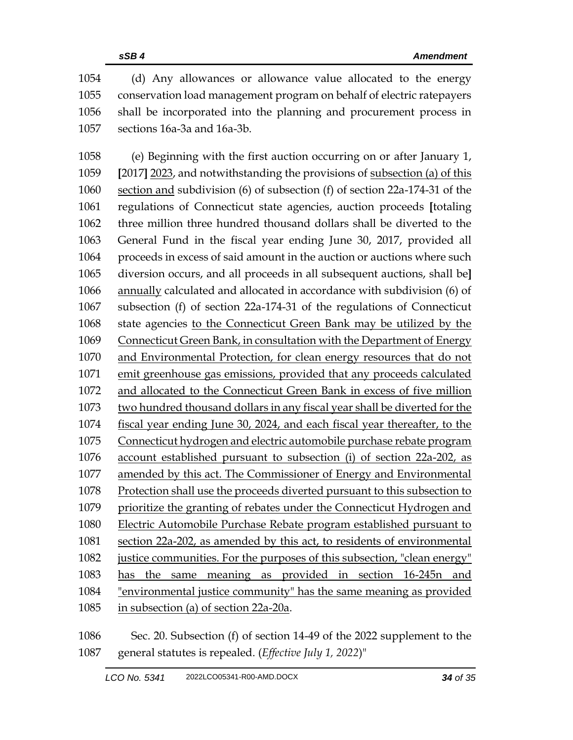1054 (d) Any allowances or allowance value allocated to the energy
1055 conservation load management program on behalf of electric ratepayers
1056 shall be incorporated into the planning and procurement process in
1057 sections 16a-3a and 16a-3b.

1058 (e) Beginning with the first auction occurring on or after January 1,
1059 [2017] <u>2023</u>, and notwithstanding the provisions of <u>subsection (a) of this</u>
1060 <u>section and</u> subdivision (6) of subsection (f) of section 22a-174-31 of the
1061 regulations of Connecticut state agencies, auction proceeds [totaling
1062 three million three hundred thousand dollars shall be diverted to the
1063 General Fund in the fiscal year ending June 30, 2017, provided all
1064 proceeds in excess of said amount in the auction or auctions where such
1065 diversion occurs, and all proceeds in all subsequent auctions, shall be]
1066 <u>annually</u> calculated and allocated in accordance with subdivision (6) of
1067 subsection (f) of section 22a-174-31 of the regulations of Connecticut
1068 state agencies <u>to the Connecticut Green Bank may be utilized by the</u>
1069 <u>Connecticut Green Bank, in consultation with the Department of Energy</u>
1070 <u>and Environmental Protection, for clean energy resources that do not</u>
1071 <u>emit greenhouse gas emissions, provided that any proceeds calculated</u>
1072 <u>and allocated to the Connecticut Green Bank in excess of five million</u>
1073 <u>two hundred thousand dollars in any fiscal year shall be diverted for the</u>
1074 <u>fiscal year ending June 30, 2024, and each fiscal year thereafter, to the</u>
1075 <u>Connecticut hydrogen and electric automobile purchase rebate program</u>
1076 <u>account established pursuant to subsection (i) of section 22a-202, as</u>
1077 <u>amended by this act. The Commissioner of Energy and Environmental</u>
1078 <u>Protection shall use the proceeds diverted pursuant to this subsection to</u>
1079 <u>prioritize the granting of rebates under the Connecticut Hydrogen and</u>
1080 <u>Electric Automobile Purchase Rebate program established pursuant to</u>
1081 <u>section 22a-202, as amended by this act, to residents of environmental</u>
1082 <u>justice communities. For the purposes of this subsection, "clean energy"</u>
1083 <u>has the same meaning as provided in section 16-245n and</u>
1084 <u>"environmental justice community" has the same meaning as provided</u>
1085 <u>in subsection (a) of section 22a-20a</u>.

1086 Sec. 20. Subsection (f) of section 14-49 of the 2022 supplement to the
1087 general statutes is repealed. (*Effective July 1, 2022*)"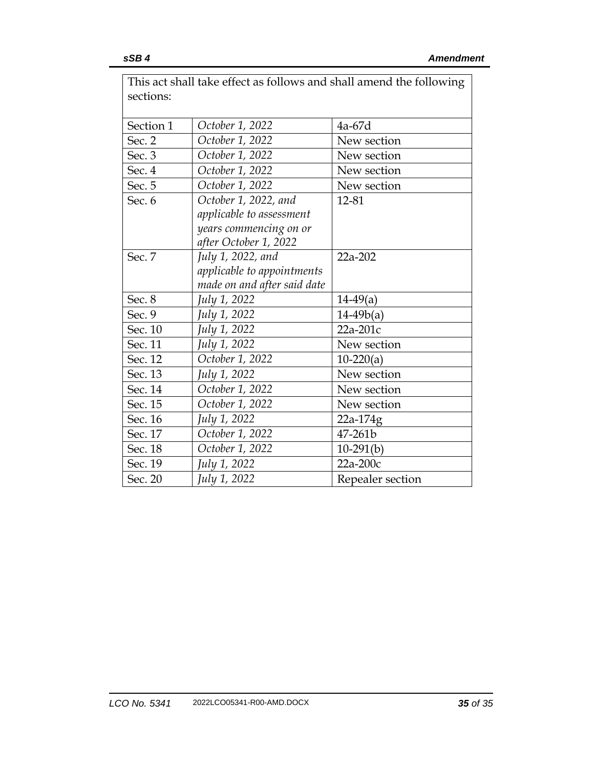This act shall take effect as follows and shall amend the following sections:

| | | |
|---|---|---|
| Section 1 | *October 1, 2022* | 4a-67d |
| Sec. 2 | *October 1, 2022* | New section |
| Sec. 3 | *October 1, 2022* | New section |
| Sec. 4 | *October 1, 2022* | New section |
| Sec. 5 | *October 1, 2022* | New section |
| Sec. 6 | *October 1, 2022, and applicable to assessment years commencing on or after October 1, 2022* | 12-81 |
| Sec. 7 | *July 1, 2022, and applicable to appointments made on and after said date* | 22a-202 |
| Sec. 8 | *July 1, 2022* | 14-49(a) |
| Sec. 9 | *July 1, 2022* | 14-49b(a) |
| Sec. 10 | *July 1, 2022* | 22a-201c |
| Sec. 11 | *July 1, 2022* | New section |
| Sec. 12 | *October 1, 2022* | 10-220(a) |
| Sec. 13 | *July 1, 2022* | New section |
| Sec. 14 | *October 1, 2022* | New section |
| Sec. 15 | *October 1, 2022* | New section |
| Sec. 16 | *July 1, 2022* | 22a-174g |
| Sec. 17 | *October 1, 2022* | 47-261b |
| Sec. 18 | *October 1, 2022* | 10-291(b) |
| Sec. 19 | *July 1, 2022* | 22a-200c |
| Sec. 20 | *July 1, 2022* | Repealer section |